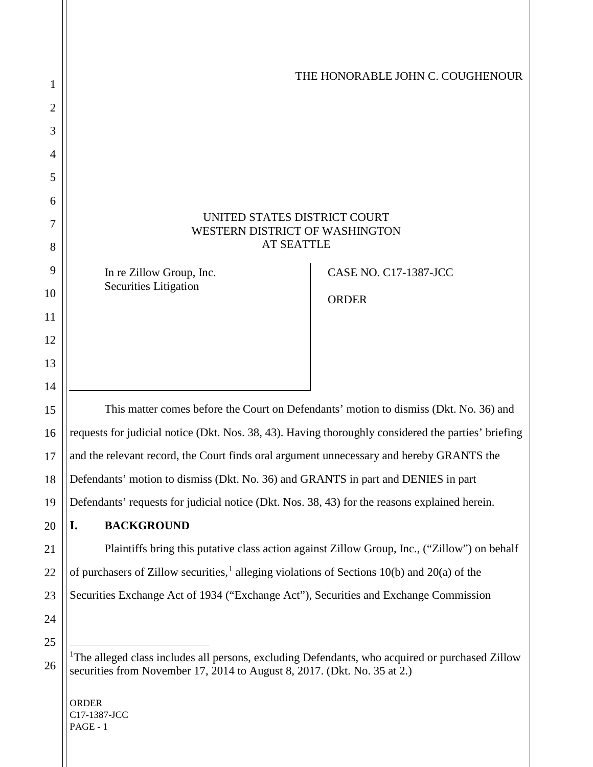THE HONORABLE JOHN C. COUGHENOUR

UNITED STATES DISTRICT COURT
WESTERN DISTRICT OF WASHINGTON
AT SEATTLE

In re Zillow Group, Inc.
Securities Litigation

CASE NO. C17-1387-JCC

ORDER

This matter comes before the Court on Defendants' motion to dismiss (Dkt. No. 36) and requests for judicial notice (Dkt. Nos. 38, 43). Having thoroughly considered the parties' briefing and the relevant record, the Court finds oral argument unnecessary and hereby GRANTS the Defendants' motion to dismiss (Dkt. No. 36) and GRANTS in part and DENIES in part Defendants' requests for judicial notice (Dkt. Nos. 38, 43) for the reasons explained herein.

## I. BACKGROUND

Plaintiffs bring this putative class action against Zillow Group, Inc., ("Zillow") on behalf of purchasers of Zillow securities,[1] alleging violations of Sections 10(b) and 20(a) of the Securities Exchange Act of 1934 ("Exchange Act"), Securities and Exchange Commission

[1]The alleged class includes all persons, excluding Defendants, who acquired or purchased Zillow securities from November 17, 2014 to August 8, 2017. (Dkt. No. 35 at 2.)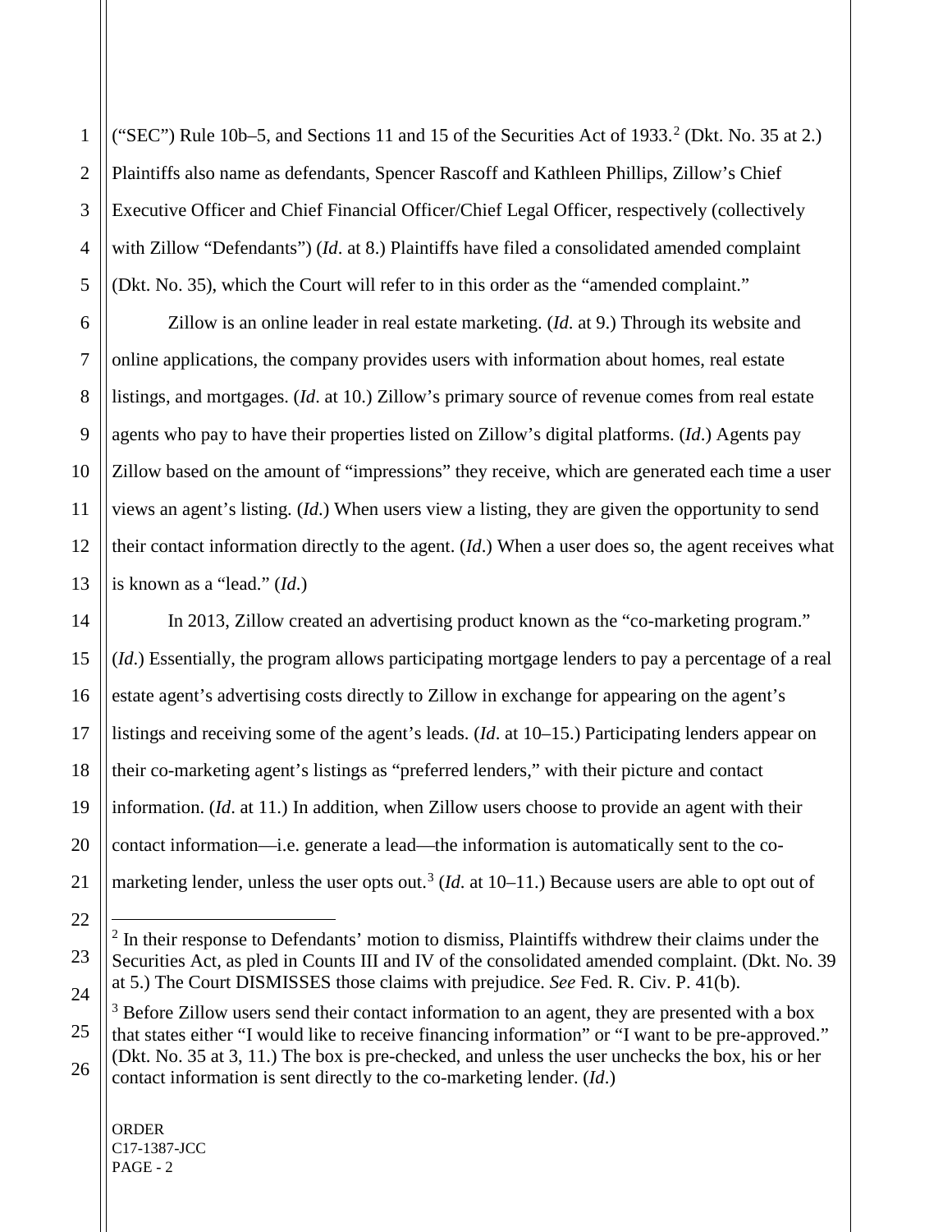("SEC") Rule 10b–5, and Sections 11 and 15 of the Securities Act of 1933.[2] (Dkt. No. 35 at 2.) Plaintiffs also name as defendants, Spencer Rascoff and Kathleen Phillips, Zillow's Chief Executive Officer and Chief Financial Officer/Chief Legal Officer, respectively (collectively with Zillow "Defendants") (*Id*. at 8.) Plaintiffs have filed a consolidated amended complaint (Dkt. No. 35), which the Court will refer to in this order as the "amended complaint."

Zillow is an online leader in real estate marketing. (*Id*. at 9.) Through its website and online applications, the company provides users with information about homes, real estate listings, and mortgages. (*Id*. at 10.) Zillow's primary source of revenue comes from real estate agents who pay to have their properties listed on Zillow's digital platforms. (*Id*.) Agents pay Zillow based on the amount of "impressions" they receive, which are generated each time a user views an agent's listing. (*Id*.) When users view a listing, they are given the opportunity to send their contact information directly to the agent. (*Id*.) When a user does so, the agent receives what is known as a "lead." (*Id*.)

In 2013, Zillow created an advertising product known as the "co-marketing program." (*Id*.) Essentially, the program allows participating mortgage lenders to pay a percentage of a real estate agent's advertising costs directly to Zillow in exchange for appearing on the agent's listings and receiving some of the agent's leads. (*Id*. at 10–15.) Participating lenders appear on their co-marketing agent's listings as "preferred lenders," with their picture and contact information. (*Id*. at 11.) In addition, when Zillow users choose to provide an agent with their contact information—i.e. generate a lead—the information is automatically sent to the co-marketing lender, unless the user opts out.[3] (*Id*. at 10–11.) Because users are able to opt out of

---

[2] In their response to Defendants' motion to dismiss, Plaintiffs withdrew their claims under the Securities Act, as pled in Counts III and IV of the consolidated amended complaint. (Dkt. No. 39 at 5.) The Court DISMISSES those claims with prejudice. *See* Fed. R. Civ. P. 41(b).

[3] Before Zillow users send their contact information to an agent, they are presented with a box that states either "I would like to receive financing information" or "I want to be pre-approved." (Dkt. No. 35 at 3, 11.) The box is pre-checked, and unless the user unchecks the box, his or her contact information is sent directly to the co-marketing lender. (*Id*.)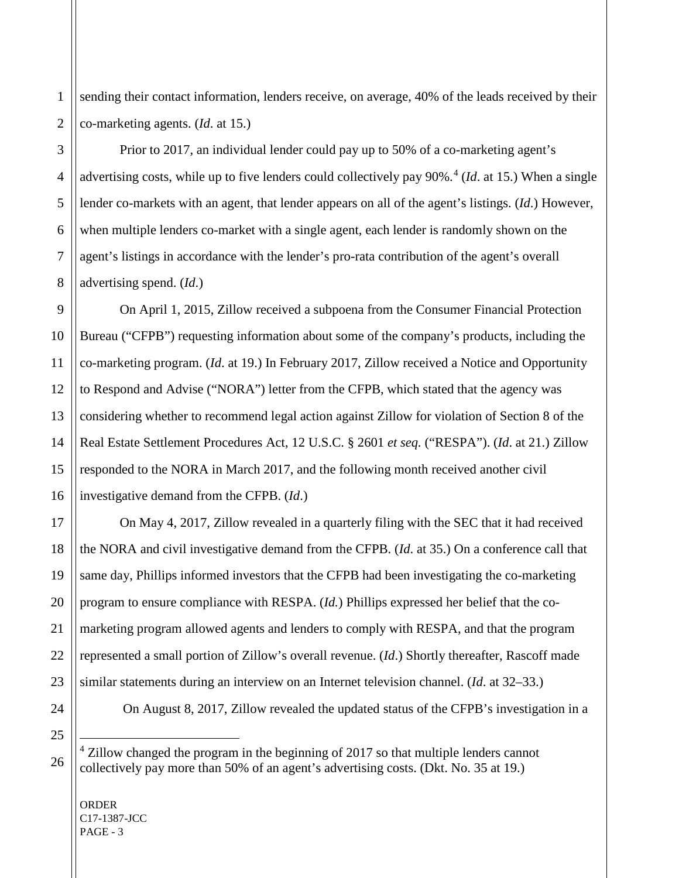sending their contact information, lenders receive, on average, 40% of the leads received by their co-marketing agents. (*Id*. at 15.)

Prior to 2017, an individual lender could pay up to 50% of a co-marketing agent's advertising costs, while up to five lenders could collectively pay 90%.[4] (*Id*. at 15.) When a single lender co-markets with an agent, that lender appears on all of the agent's listings. (*Id*.) However, when multiple lenders co-market with a single agent, each lender is randomly shown on the agent's listings in accordance with the lender's pro-rata contribution of the agent's overall advertising spend. (*Id*.)

On April 1, 2015, Zillow received a subpoena from the Consumer Financial Protection Bureau ("CFPB") requesting information about some of the company's products, including the co-marketing program. (*Id.* at 19.) In February 2017, Zillow received a Notice and Opportunity to Respond and Advise ("NORA") letter from the CFPB, which stated that the agency was considering whether to recommend legal action against Zillow for violation of Section 8 of the Real Estate Settlement Procedures Act, 12 U.S.C. § 2601 *et seq.* ("RESPA"). (*Id*. at 21.) Zillow responded to the NORA in March 2017, and the following month received another civil investigative demand from the CFPB. (*Id*.)

On May 4, 2017, Zillow revealed in a quarterly filing with the SEC that it had received the NORA and civil investigative demand from the CFPB. (*Id*. at 35.) On a conference call that same day, Phillips informed investors that the CFPB had been investigating the co-marketing program to ensure compliance with RESPA. (*Id.*) Phillips expressed her belief that the co-marketing program allowed agents and lenders to comply with RESPA, and that the program represented a small portion of Zillow's overall revenue. (*Id*.) Shortly thereafter, Rascoff made similar statements during an interview on an Internet television channel. (*Id*. at 32–33.)

On August 8, 2017, Zillow revealed the updated status of the CFPB's investigation in a

---

[4] Zillow changed the program in the beginning of 2017 so that multiple lenders cannot collectively pay more than 50% of an agent's advertising costs. (Dkt. No. 35 at 19.)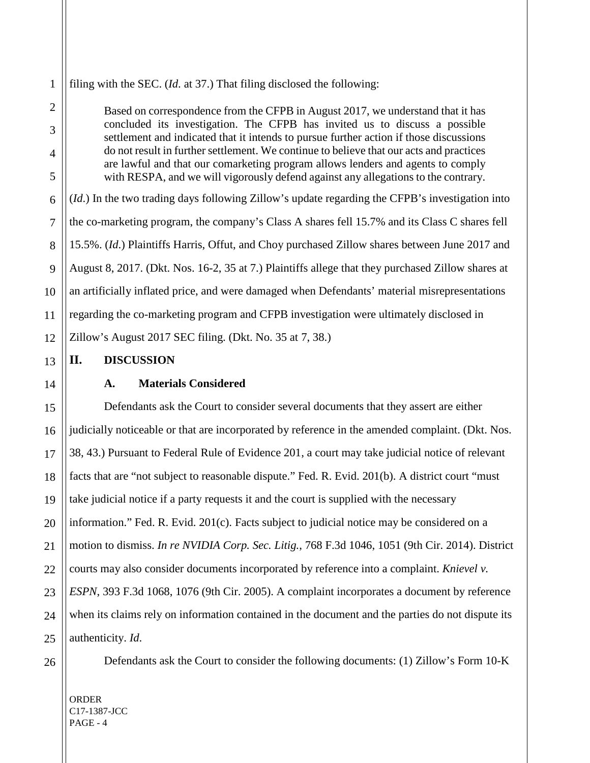filing with the SEC. (*Id.* at 37.) That filing disclosed the following:

> Based on correspondence from the CFPB in August 2017, we understand that it has concluded its investigation. The CFPB has invited us to discuss a possible settlement and indicated that it intends to pursue further action if those discussions do not result in further settlement. We continue to believe that our acts and practices are lawful and that our comarketing program allows lenders and agents to comply with RESPA, and we will vigorously defend against any allegations to the contrary.

(*Id.*) In the two trading days following Zillow's update regarding the CFPB's investigation into the co-marketing program, the company's Class A shares fell 15.7% and its Class C shares fell 15.5%. (*Id.*) Plaintiffs Harris, Offut, and Choy purchased Zillow shares between June 2017 and August 8, 2017. (Dkt. Nos. 16-2, 35 at 7.) Plaintiffs allege that they purchased Zillow shares at an artificially inflated price, and were damaged when Defendants' material misrepresentations regarding the co-marketing program and CFPB investigation were ultimately disclosed in Zillow's August 2017 SEC filing. (Dkt. No. 35 at 7, 38.)

## II. DISCUSSION

### A. Materials Considered

Defendants ask the Court to consider several documents that they assert are either judicially noticeable or that are incorporated by reference in the amended complaint. (Dkt. Nos. 38, 43.) Pursuant to Federal Rule of Evidence 201, a court may take judicial notice of relevant facts that are "not subject to reasonable dispute." Fed. R. Evid. 201(b). A district court "must take judicial notice if a party requests it and the court is supplied with the necessary information." Fed. R. Evid. 201(c). Facts subject to judicial notice may be considered on a motion to dismiss. *In re NVIDIA Corp. Sec. Litig.*, 768 F.3d 1046, 1051 (9th Cir. 2014). District courts may also consider documents incorporated by reference into a complaint. *Knievel v. ESPN*, 393 F.3d 1068, 1076 (9th Cir. 2005). A complaint incorporates a document by reference when its claims rely on information contained in the document and the parties do not dispute its authenticity. *Id*.

Defendants ask the Court to consider the following documents: (1) Zillow's Form 10-K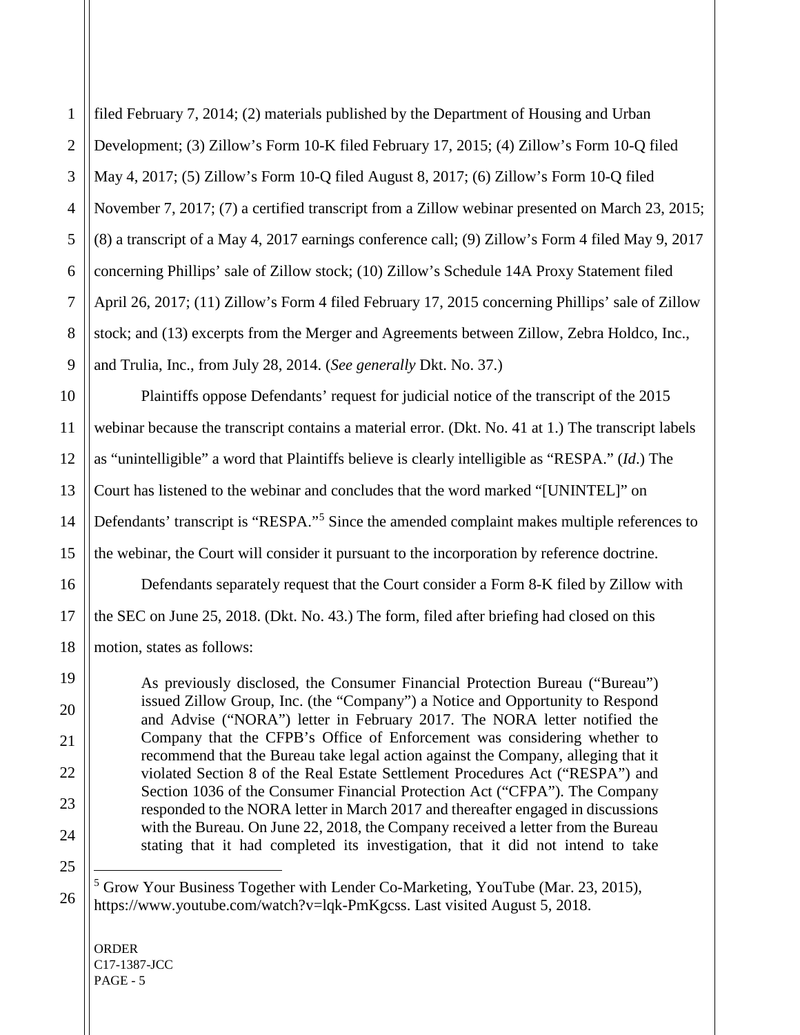filed February 7, 2014; (2) materials published by the Department of Housing and Urban Development; (3) Zillow's Form 10-K filed February 17, 2015; (4) Zillow's Form 10-Q filed May 4, 2017; (5) Zillow's Form 10-Q filed August 8, 2017; (6) Zillow's Form 10-Q filed November 7, 2017; (7) a certified transcript from a Zillow webinar presented on March 23, 2015; (8) a transcript of a May 4, 2017 earnings conference call; (9) Zillow's Form 4 filed May 9, 2017 concerning Phillips' sale of Zillow stock; (10) Zillow's Schedule 14A Proxy Statement filed April 26, 2017; (11) Zillow's Form 4 filed February 17, 2015 concerning Phillips' sale of Zillow stock; and (13) excerpts from the Merger and Agreements between Zillow, Zebra Holdco, Inc., and Trulia, Inc., from July 28, 2014. (*See generally* Dkt. No. 37.)

Plaintiffs oppose Defendants' request for judicial notice of the transcript of the 2015 webinar because the transcript contains a material error. (Dkt. No. 41 at 1.) The transcript labels as "unintelligible" a word that Plaintiffs believe is clearly intelligible as "RESPA." (*Id*.) The Court has listened to the webinar and concludes that the word marked "[UNINTEL]" on Defendants' transcript is "RESPA."[5] Since the amended complaint makes multiple references to the webinar, the Court will consider it pursuant to the incorporation by reference doctrine.

Defendants separately request that the Court consider a Form 8-K filed by Zillow with the SEC on June 25, 2018. (Dkt. No. 43.) The form, filed after briefing had closed on this motion, states as follows:

> As previously disclosed, the Consumer Financial Protection Bureau ("Bureau") issued Zillow Group, Inc. (the "Company") a Notice and Opportunity to Respond and Advise ("NORA") letter in February 2017. The NORA letter notified the Company that the CFPB's Office of Enforcement was considering whether to recommend that the Bureau take legal action against the Company, alleging that it violated Section 8 of the Real Estate Settlement Procedures Act ("RESPA") and Section 1036 of the Consumer Financial Protection Act ("CFPA"). The Company responded to the NORA letter in March 2017 and thereafter engaged in discussions with the Bureau. On June 22, 2018, the Company received a letter from the Bureau stating that it had completed its investigation, that it did not intend to take

---

[5] Grow Your Business Together with Lender Co-Marketing, YouTube (Mar. 23, 2015), https://www.youtube.com/watch?v=lqk-PmKgcss. Last visited August 5, 2018.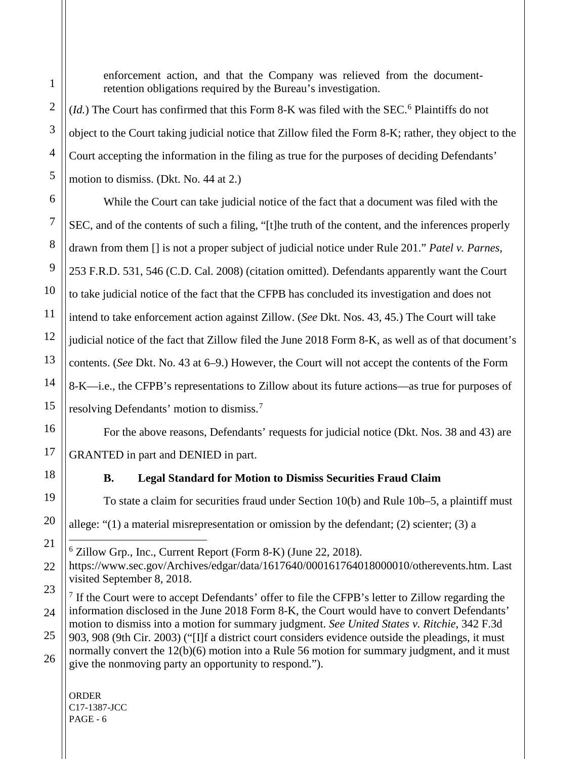> enforcement action, and that the Company was relieved from the document-retention obligations required by the Bureau's investigation.

(*Id.*) The Court has confirmed that this Form 8-K was filed with the SEC.[6] Plaintiffs do not object to the Court taking judicial notice that Zillow filed the Form 8-K; rather, they object to the Court accepting the information in the filing as true for the purposes of deciding Defendants' motion to dismiss. (Dkt. No. 44 at 2.)

While the Court can take judicial notice of the fact that a document was filed with the SEC, and of the contents of such a filing, "[t]he truth of the content, and the inferences properly drawn from them [] is not a proper subject of judicial notice under Rule 201." *Patel v. Parnes*, 253 F.R.D. 531, 546 (C.D. Cal. 2008) (citation omitted). Defendants apparently want the Court to take judicial notice of the fact that the CFPB has concluded its investigation and does not intend to take enforcement action against Zillow. (*See* Dkt. Nos. 43, 45.) The Court will take judicial notice of the fact that Zillow filed the June 2018 Form 8-K, as well as of that document's contents. (*See* Dkt. No. 43 at 6–9.) However, the Court will not accept the contents of the Form 8-K—i.e., the CFPB's representations to Zillow about its future actions—as true for purposes of resolving Defendants' motion to dismiss.[7]

For the above reasons, Defendants' requests for judicial notice (Dkt. Nos. 38 and 43) are GRANTED in part and DENIED in part.

### B. Legal Standard for Motion to Dismiss Securities Fraud Claim

To state a claim for securities fraud under Section 10(b) and Rule 10b–5, a plaintiff must allege: "(1) a material misrepresentation or omission by the defendant; (2) scienter; (3) a

---

[6] Zillow Grp., Inc., Current Report (Form 8-K) (June 22, 2018). https://www.sec.gov/Archives/edgar/data/1617640/000161764018000010/otherevents.htm. Last visited September 8, 2018.

[7] If the Court were to accept Defendants' offer to file the CFPB's letter to Zillow regarding the information disclosed in the June 2018 Form 8-K, the Court would have to convert Defendants' motion to dismiss into a motion for summary judgment. *See United States v. Ritchie*, 342 F.3d 903, 908 (9th Cir. 2003) ("[I]f a district court considers evidence outside the pleadings, it must normally convert the 12(b)(6) motion into a Rule 56 motion for summary judgment, and it must give the nonmoving party an opportunity to respond.").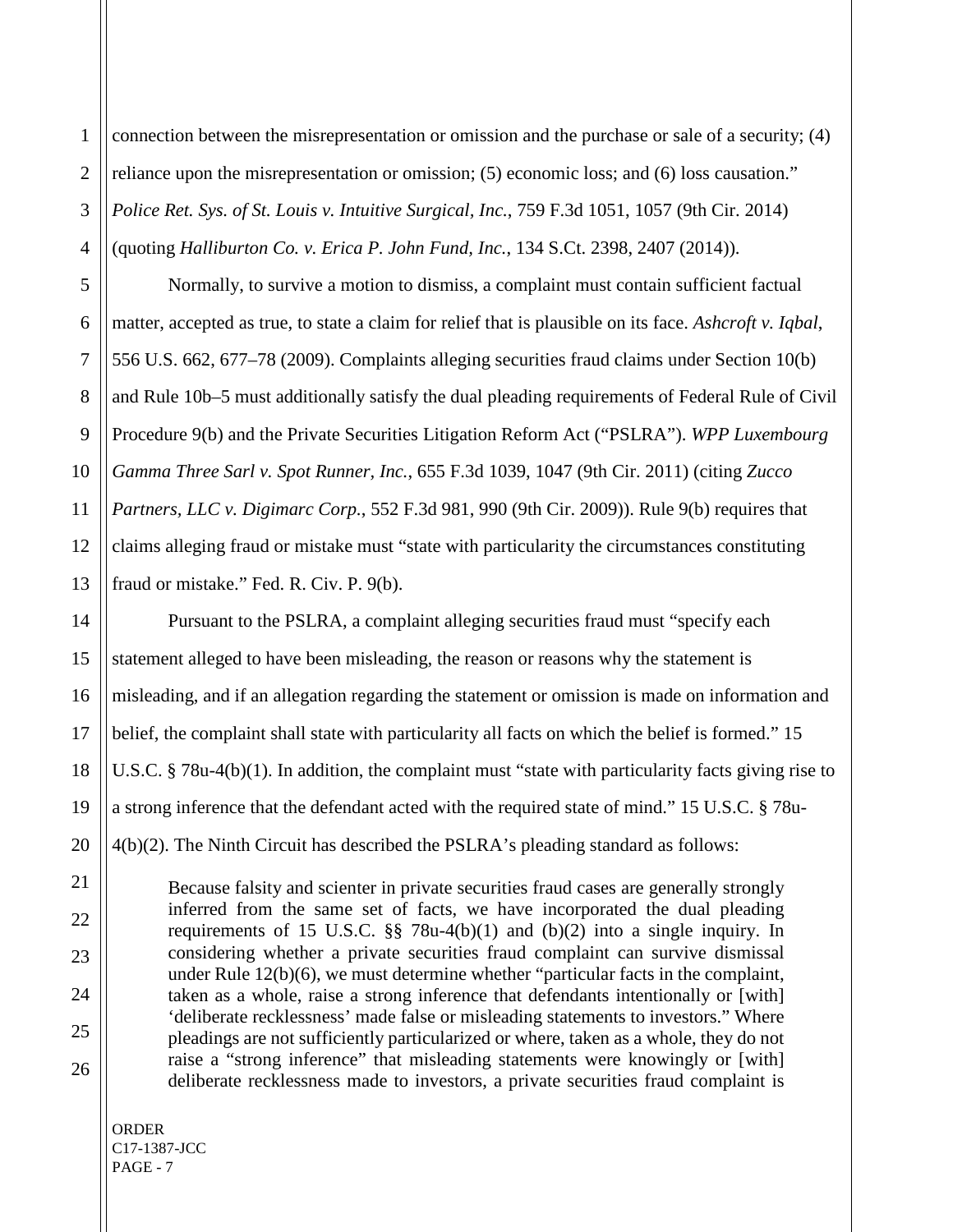connection between the misrepresentation or omission and the purchase or sale of a security; (4) reliance upon the misrepresentation or omission; (5) economic loss; and (6) loss causation." *Police Ret. Sys. of St. Louis v. Intuitive Surgical, Inc.*, 759 F.3d 1051, 1057 (9th Cir. 2014) (quoting *Halliburton Co. v. Erica P. John Fund, Inc.*, 134 S.Ct. 2398, 2407 (2014)).

Normally, to survive a motion to dismiss, a complaint must contain sufficient factual matter, accepted as true, to state a claim for relief that is plausible on its face. *Ashcroft v. Iqbal*, 556 U.S. 662, 677–78 (2009). Complaints alleging securities fraud claims under Section 10(b) and Rule 10b–5 must additionally satisfy the dual pleading requirements of Federal Rule of Civil Procedure 9(b) and the Private Securities Litigation Reform Act ("PSLRA"). *WPP Luxembourg Gamma Three Sarl v. Spot Runner, Inc.*, 655 F.3d 1039, 1047 (9th Cir. 2011) (citing *Zucco Partners, LLC v. Digimarc Corp.*, 552 F.3d 981, 990 (9th Cir. 2009)). Rule 9(b) requires that claims alleging fraud or mistake must "state with particularity the circumstances constituting fraud or mistake." Fed. R. Civ. P. 9(b).

Pursuant to the PSLRA, a complaint alleging securities fraud must "specify each statement alleged to have been misleading, the reason or reasons why the statement is misleading, and if an allegation regarding the statement or omission is made on information and belief, the complaint shall state with particularity all facts on which the belief is formed." 15 U.S.C. § 78u-4(b)(1). In addition, the complaint must "state with particularity facts giving rise to a strong inference that the defendant acted with the required state of mind." 15 U.S.C. § 78u-4(b)(2). The Ninth Circuit has described the PSLRA's pleading standard as follows:

> Because falsity and scienter in private securities fraud cases are generally strongly inferred from the same set of facts, we have incorporated the dual pleading requirements of 15 U.S.C. §§ 78u-4(b)(1) and (b)(2) into a single inquiry. In considering whether a private securities fraud complaint can survive dismissal under Rule 12(b)(6), we must determine whether "particular facts in the complaint, taken as a whole, raise a strong inference that defendants intentionally or [with] 'deliberate recklessness' made false or misleading statements to investors." Where pleadings are not sufficiently particularized or where, taken as a whole, they do not raise a "strong inference" that misleading statements were knowingly or [with] deliberate recklessness made to investors, a private securities fraud complaint is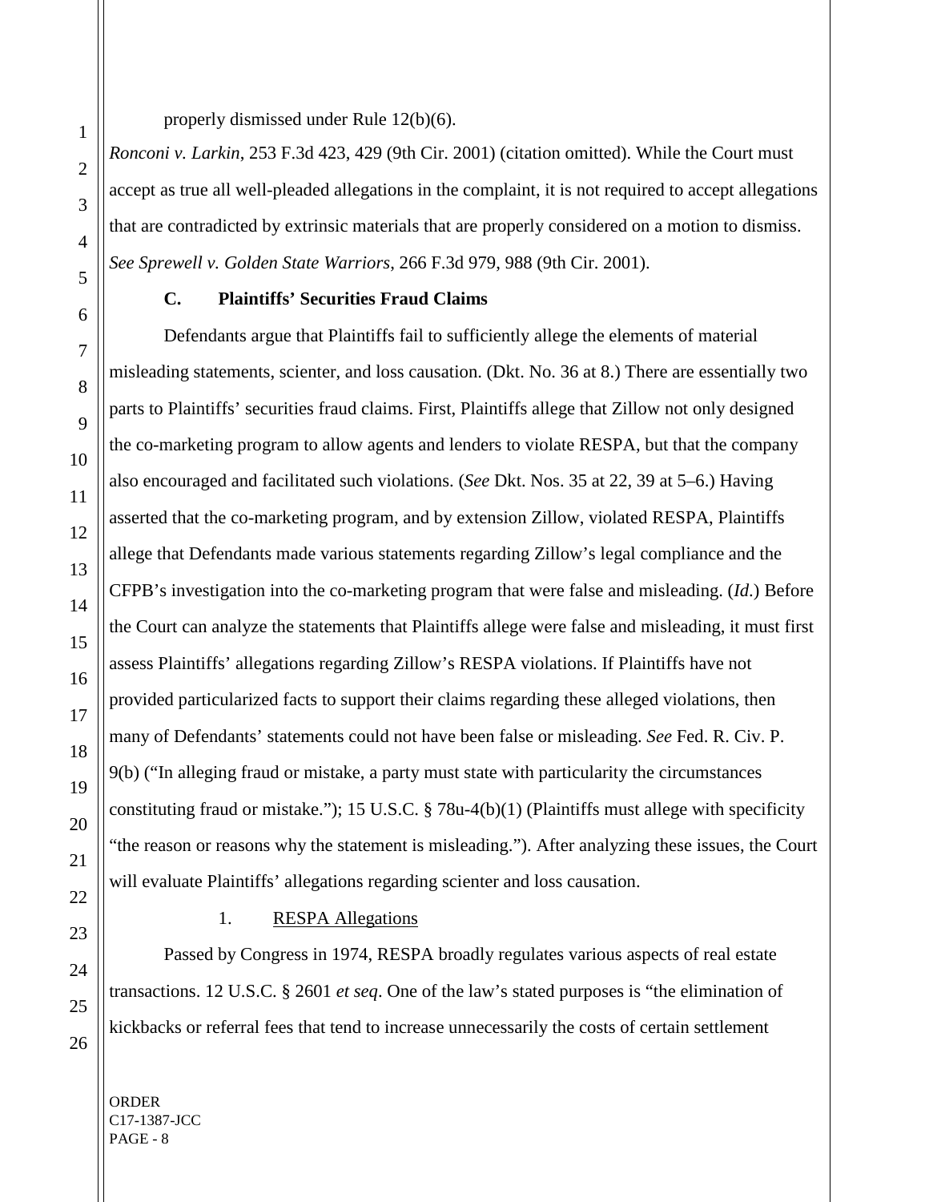properly dismissed under Rule 12(b)(6).

*Ronconi v. Larkin*, 253 F.3d 423, 429 (9th Cir. 2001) (citation omitted). While the Court must accept as true all well-pleaded allegations in the complaint, it is not required to accept allegations that are contradicted by extrinsic materials that are properly considered on a motion to dismiss. *See Sprewell v. Golden State Warriors*, 266 F.3d 979, 988 (9th Cir. 2001).

### C. Plaintiffs' Securities Fraud Claims

Defendants argue that Plaintiffs fail to sufficiently allege the elements of material misleading statements, scienter, and loss causation. (Dkt. No. 36 at 8.) There are essentially two parts to Plaintiffs' securities fraud claims. First, Plaintiffs allege that Zillow not only designed the co-marketing program to allow agents and lenders to violate RESPA, but that the company also encouraged and facilitated such violations. (*See* Dkt. Nos. 35 at 22, 39 at 5–6.) Having asserted that the co-marketing program, and by extension Zillow, violated RESPA, Plaintiffs allege that Defendants made various statements regarding Zillow's legal compliance and the CFPB's investigation into the co-marketing program that were false and misleading. (*Id.*) Before the Court can analyze the statements that Plaintiffs allege were false and misleading, it must first assess Plaintiffs' allegations regarding Zillow's RESPA violations. If Plaintiffs have not provided particularized facts to support their claims regarding these alleged violations, then many of Defendants' statements could not have been false or misleading. *See* Fed. R. Civ. P. 9(b) ("In alleging fraud or mistake, a party must state with particularity the circumstances constituting fraud or mistake."); 15 U.S.C. § 78u-4(b)(1) (Plaintiffs must allege with specificity "the reason or reasons why the statement is misleading."). After analyzing these issues, the Court will evaluate Plaintiffs' allegations regarding scienter and loss causation.

#### 1. RESPA Allegations

Passed by Congress in 1974, RESPA broadly regulates various aspects of real estate transactions. 12 U.S.C. § 2601 *et seq*. One of the law's stated purposes is "the elimination of kickbacks or referral fees that tend to increase unnecessarily the costs of certain settlement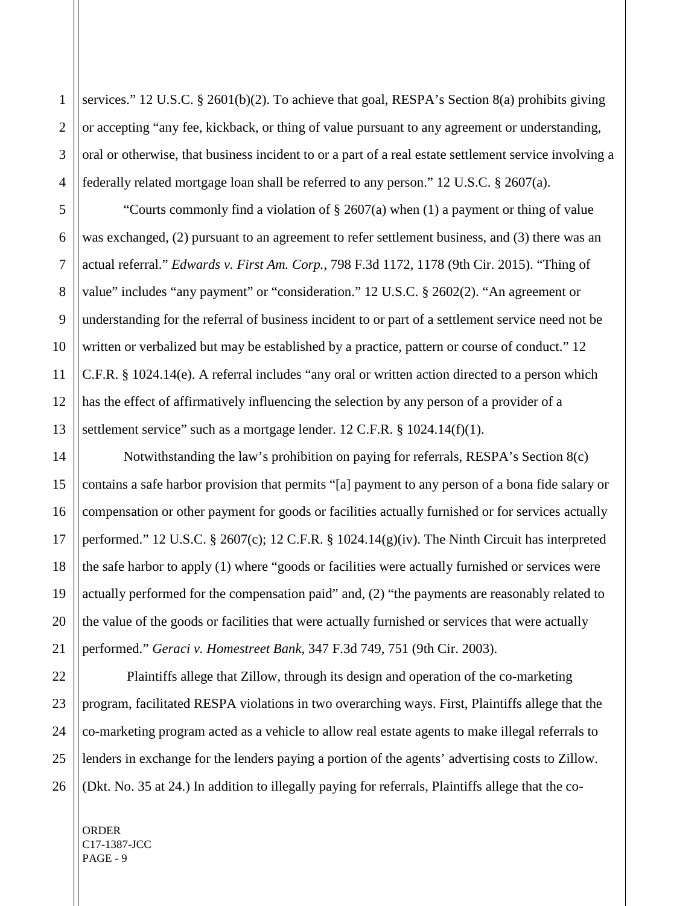services." 12 U.S.C. § 2601(b)(2). To achieve that goal, RESPA's Section 8(a) prohibits giving or accepting "any fee, kickback, or thing of value pursuant to any agreement or understanding, oral or otherwise, that business incident to or a part of a real estate settlement service involving a federally related mortgage loan shall be referred to any person." 12 U.S.C. § 2607(a).

"Courts commonly find a violation of § 2607(a) when (1) a payment or thing of value was exchanged, (2) pursuant to an agreement to refer settlement business, and (3) there was an actual referral." *Edwards v. First Am. Corp.*, 798 F.3d 1172, 1178 (9th Cir. 2015). "Thing of value" includes "any payment" or "consideration." 12 U.S.C. § 2602(2). "An agreement or understanding for the referral of business incident to or part of a settlement service need not be written or verbalized but may be established by a practice, pattern or course of conduct." 12 C.F.R. § 1024.14(e). A referral includes "any oral or written action directed to a person which has the effect of affirmatively influencing the selection by any person of a provider of a settlement service" such as a mortgage lender. 12 C.F.R. § 1024.14(f)(1).

Notwithstanding the law's prohibition on paying for referrals, RESPA's Section 8(c) contains a safe harbor provision that permits "[a] payment to any person of a bona fide salary or compensation or other payment for goods or facilities actually furnished or for services actually performed." 12 U.S.C. § 2607(c); 12 C.F.R. § 1024.14(g)(iv). The Ninth Circuit has interpreted the safe harbor to apply (1) where "goods or facilities were actually furnished or services were actually performed for the compensation paid" and, (2) "the payments are reasonably related to the value of the goods or facilities that were actually furnished or services that were actually performed." *Geraci v. Homestreet Bank*, 347 F.3d 749, 751 (9th Cir. 2003).

Plaintiffs allege that Zillow, through its design and operation of the co-marketing program, facilitated RESPA violations in two overarching ways. First, Plaintiffs allege that the co-marketing program acted as a vehicle to allow real estate agents to make illegal referrals to lenders in exchange for the lenders paying a portion of the agents' advertising costs to Zillow. (Dkt. No. 35 at 24.) In addition to illegally paying for referrals, Plaintiffs allege that the co-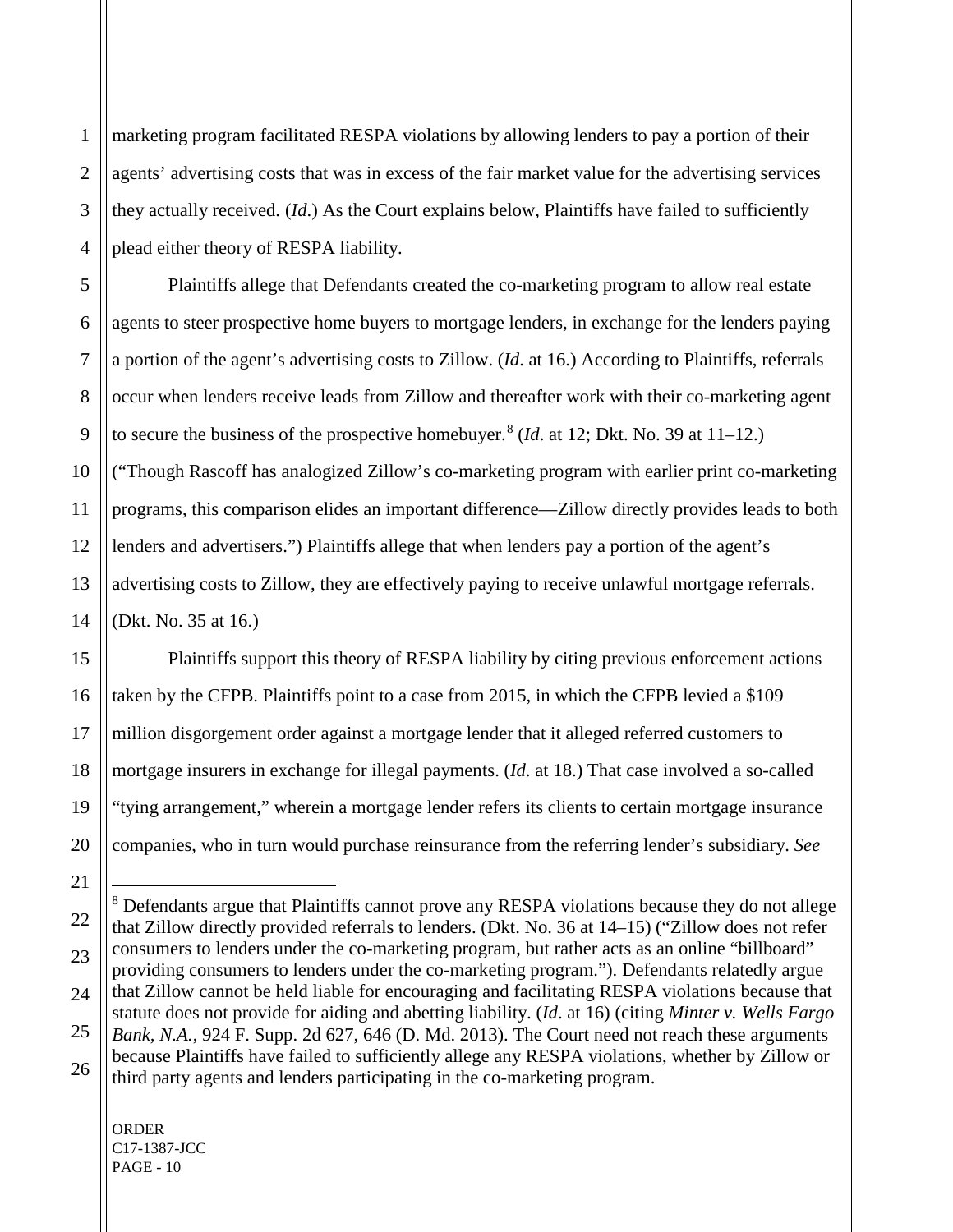marketing program facilitated RESPA violations by allowing lenders to pay a portion of their agents' advertising costs that was in excess of the fair market value for the advertising services they actually received. (*Id*.) As the Court explains below, Plaintiffs have failed to sufficiently plead either theory of RESPA liability.

Plaintiffs allege that Defendants created the co-marketing program to allow real estate agents to steer prospective home buyers to mortgage lenders, in exchange for the lenders paying a portion of the agent's advertising costs to Zillow. (*Id*. at 16.) According to Plaintiffs, referrals occur when lenders receive leads from Zillow and thereafter work with their co-marketing agent to secure the business of the prospective homebuyer.[8] (*Id*. at 12; Dkt. No. 39 at 11–12.) ("Though Rascoff has analogized Zillow's co-marketing program with earlier print co-marketing programs, this comparison elides an important difference—Zillow directly provides leads to both lenders and advertisers.") Plaintiffs allege that when lenders pay a portion of the agent's advertising costs to Zillow, they are effectively paying to receive unlawful mortgage referrals. (Dkt. No. 35 at 16.)

Plaintiffs support this theory of RESPA liability by citing previous enforcement actions taken by the CFPB. Plaintiffs point to a case from 2015, in which the CFPB levied a $109 million disgorgement order against a mortgage lender that it alleged referred customers to mortgage insurers in exchange for illegal payments. (*Id*. at 18.) That case involved a so-called "tying arrangement," wherein a mortgage lender refers its clients to certain mortgage insurance companies, who in turn would purchase reinsurance from the referring lender's subsidiary. *See*

---

[8] Defendants argue that Plaintiffs cannot prove any RESPA violations because they do not allege that Zillow directly provided referrals to lenders. (Dkt. No. 36 at 14–15) ("Zillow does not refer consumers to lenders under the co-marketing program, but rather acts as an online "billboard" providing consumers to lenders under the co-marketing program."). Defendants relatedly argue that Zillow cannot be held liable for encouraging and facilitating RESPA violations because that statute does not provide for aiding and abetting liability. (*Id*. at 16) (citing *Minter v. Wells Fargo Bank, N.A.*, 924 F. Supp. 2d 627, 646 (D. Md. 2013). The Court need not reach these arguments because Plaintiffs have failed to sufficiently allege any RESPA violations, whether by Zillow or third party agents and lenders participating in the co-marketing program.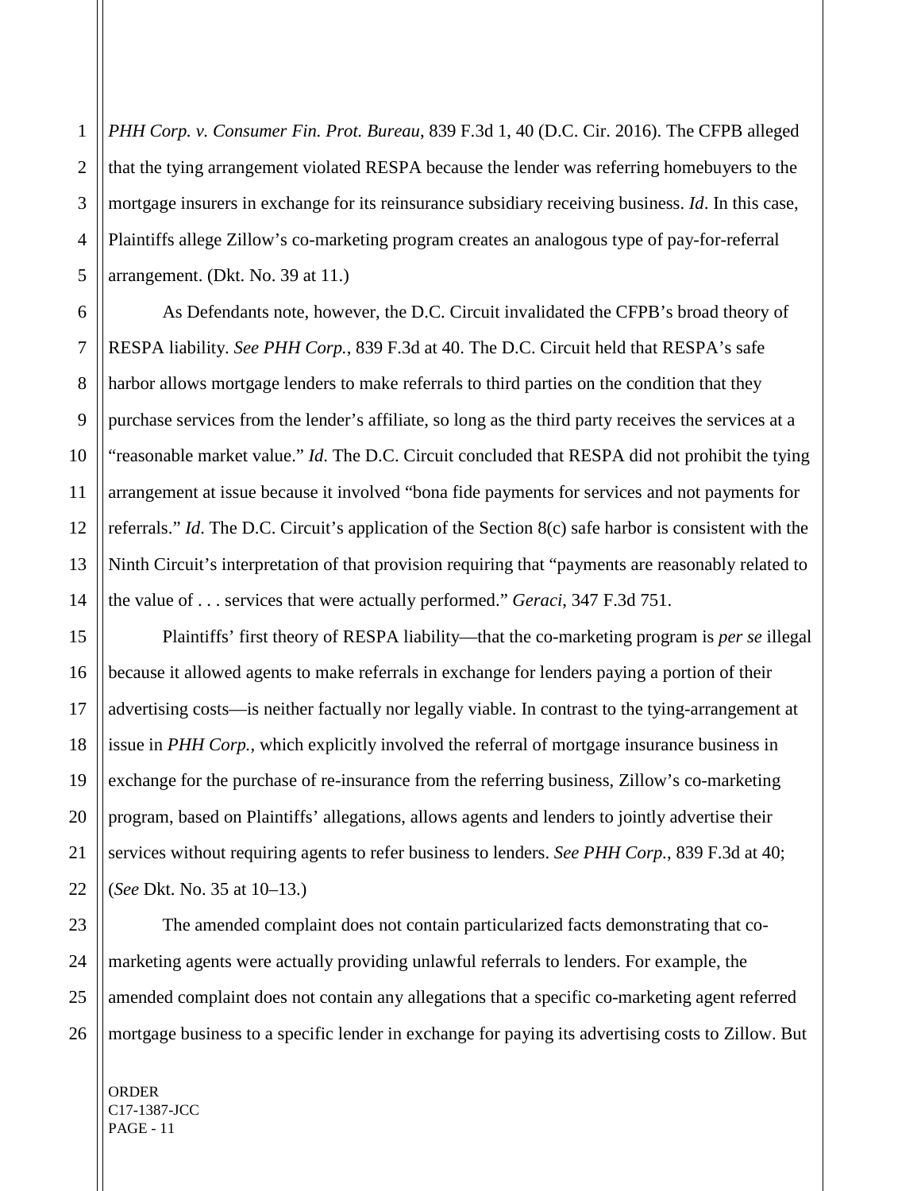*PHH Corp. v. Consumer Fin. Prot. Bureau*, 839 F.3d 1, 40 (D.C. Cir. 2016). The CFPB alleged that the tying arrangement violated RESPA because the lender was referring homebuyers to the mortgage insurers in exchange for its reinsurance subsidiary receiving business. *Id*. In this case, Plaintiffs allege Zillow's co-marketing program creates an analogous type of pay-for-referral arrangement. (Dkt. No. 39 at 11.)

As Defendants note, however, the D.C. Circuit invalidated the CFPB's broad theory of RESPA liability. *See PHH Corp.*, 839 F.3d at 40. The D.C. Circuit held that RESPA's safe harbor allows mortgage lenders to make referrals to third parties on the condition that they purchase services from the lender's affiliate, so long as the third party receives the services at a "reasonable market value." *Id.* The D.C. Circuit concluded that RESPA did not prohibit the tying arrangement at issue because it involved "bona fide payments for services and not payments for referrals." *Id*. The D.C. Circuit's application of the Section 8(c) safe harbor is consistent with the Ninth Circuit's interpretation of that provision requiring that "payments are reasonably related to the value of . . . services that were actually performed." *Geraci*, 347 F.3d 751.

Plaintiffs' first theory of RESPA liability—that the co-marketing program is *per se* illegal because it allowed agents to make referrals in exchange for lenders paying a portion of their advertising costs—is neither factually nor legally viable. In contrast to the tying-arrangement at issue in *PHH Corp.*, which explicitly involved the referral of mortgage insurance business in exchange for the purchase of re-insurance from the referring business, Zillow's co-marketing program, based on Plaintiffs' allegations, allows agents and lenders to jointly advertise their services without requiring agents to refer business to lenders. *See PHH Corp.*, 839 F.3d at 40; (*See* Dkt. No. 35 at 10–13.)

The amended complaint does not contain particularized facts demonstrating that co-marketing agents were actually providing unlawful referrals to lenders. For example, the amended complaint does not contain any allegations that a specific co-marketing agent referred mortgage business to a specific lender in exchange for paying its advertising costs to Zillow. But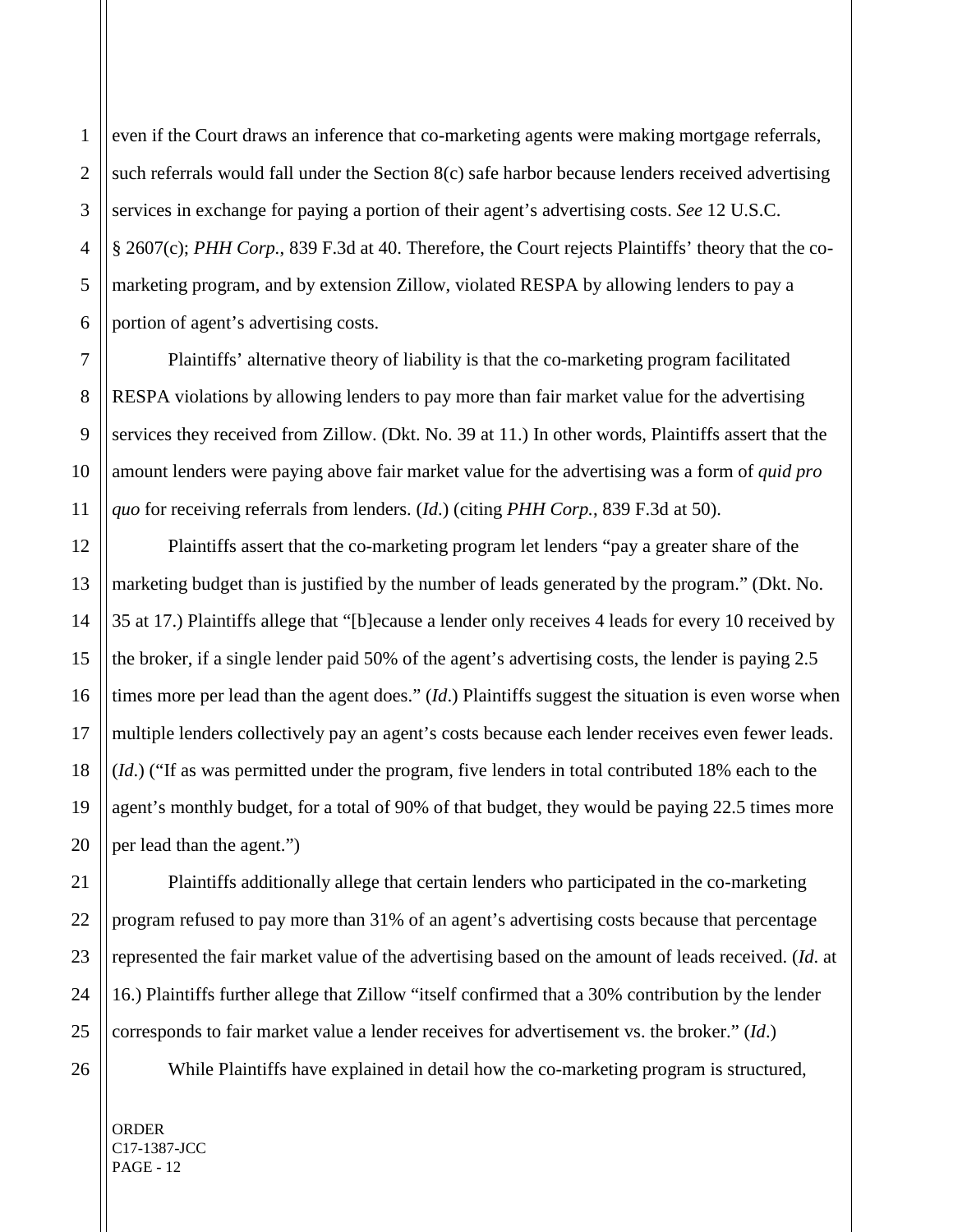even if the Court draws an inference that co-marketing agents were making mortgage referrals, such referrals would fall under the Section 8(c) safe harbor because lenders received advertising services in exchange for paying a portion of their agent's advertising costs. *See* 12 U.S.C. § 2607(c); *PHH Corp.*, 839 F.3d at 40. Therefore, the Court rejects Plaintiffs' theory that the co-marketing program, and by extension Zillow, violated RESPA by allowing lenders to pay a portion of agent's advertising costs.

Plaintiffs' alternative theory of liability is that the co-marketing program facilitated RESPA violations by allowing lenders to pay more than fair market value for the advertising services they received from Zillow. (Dkt. No. 39 at 11.) In other words, Plaintiffs assert that the amount lenders were paying above fair market value for the advertising was a form of *quid pro quo* for receiving referrals from lenders. (*Id*.) (citing *PHH Corp.*, 839 F.3d at 50).

Plaintiffs assert that the co-marketing program let lenders "pay a greater share of the marketing budget than is justified by the number of leads generated by the program." (Dkt. No. 35 at 17.) Plaintiffs allege that "[b]ecause a lender only receives 4 leads for every 10 received by the broker, if a single lender paid 50% of the agent's advertising costs, the lender is paying 2.5 times more per lead than the agent does." (*Id*.) Plaintiffs suggest the situation is even worse when multiple lenders collectively pay an agent's costs because each lender receives even fewer leads. (*Id*.) ("If as was permitted under the program, five lenders in total contributed 18% each to the agent's monthly budget, for a total of 90% of that budget, they would be paying 22.5 times more per lead than the agent.")

Plaintiffs additionally allege that certain lenders who participated in the co-marketing program refused to pay more than 31% of an agent's advertising costs because that percentage represented the fair market value of the advertising based on the amount of leads received. (*Id*. at 16.) Plaintiffs further allege that Zillow "itself confirmed that a 30% contribution by the lender corresponds to fair market value a lender receives for advertisement vs. the broker." (*Id*.)

While Plaintiffs have explained in detail how the co-marketing program is structured,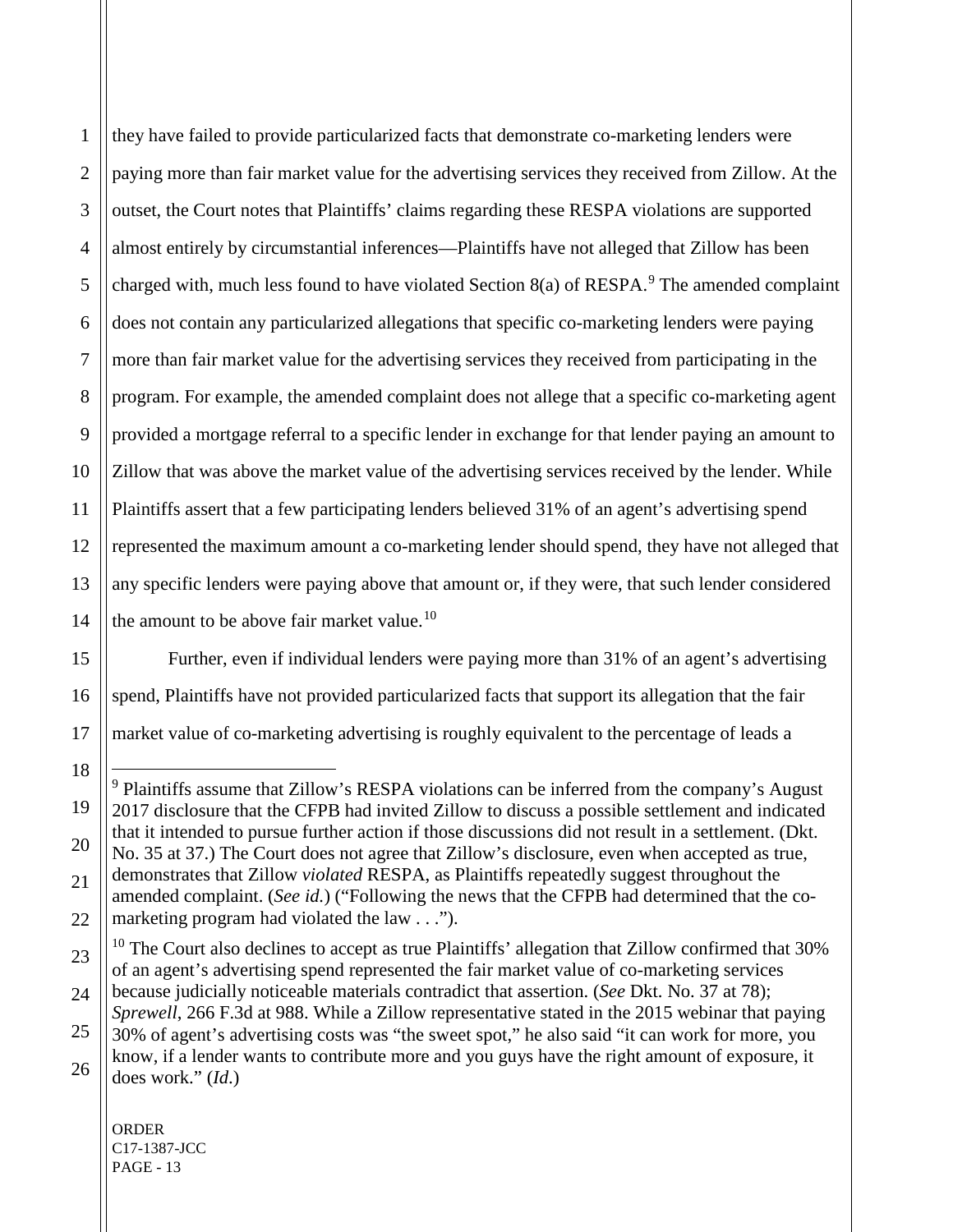they have failed to provide particularized facts that demonstrate co-marketing lenders were paying more than fair market value for the advertising services they received from Zillow. At the outset, the Court notes that Plaintiffs' claims regarding these RESPA violations are supported almost entirely by circumstantial inferences—Plaintiffs have not alleged that Zillow has been charged with, much less found to have violated Section 8(a) of RESPA.[9] The amended complaint does not contain any particularized allegations that specific co-marketing lenders were paying more than fair market value for the advertising services they received from participating in the program. For example, the amended complaint does not allege that a specific co-marketing agent provided a mortgage referral to a specific lender in exchange for that lender paying an amount to Zillow that was above the market value of the advertising services received by the lender. While Plaintiffs assert that a few participating lenders believed 31% of an agent's advertising spend represented the maximum amount a co-marketing lender should spend, they have not alleged that any specific lenders were paying above that amount or, if they were, that such lender considered the amount to be above fair market value.[10]

Further, even if individual lenders were paying more than 31% of an agent's advertising spend, Plaintiffs have not provided particularized facts that support its allegation that the fair market value of co-marketing advertising is roughly equivalent to the percentage of leads a

---

[9] Plaintiffs assume that Zillow's RESPA violations can be inferred from the company's August 2017 disclosure that the CFPB had invited Zillow to discuss a possible settlement and indicated that it intended to pursue further action if those discussions did not result in a settlement. (Dkt. No. 35 at 37.) The Court does not agree that Zillow's disclosure, even when accepted as true, demonstrates that Zillow *violated* RESPA, as Plaintiffs repeatedly suggest throughout the amended complaint. (*See id.*) ("Following the news that the CFPB had determined that the co-marketing program had violated the law . . .").

[10] The Court also declines to accept as true Plaintiffs' allegation that Zillow confirmed that 30% of an agent's advertising spend represented the fair market value of co-marketing services because judicially noticeable materials contradict that assertion. (*See* Dkt. No. 37 at 78); *Sprewell*, 266 F.3d at 988. While a Zillow representative stated in the 2015 webinar that paying 30% of agent's advertising costs was "the sweet spot," he also said "it can work for more, you know, if a lender wants to contribute more and you guys have the right amount of exposure, it does work." (*Id.*)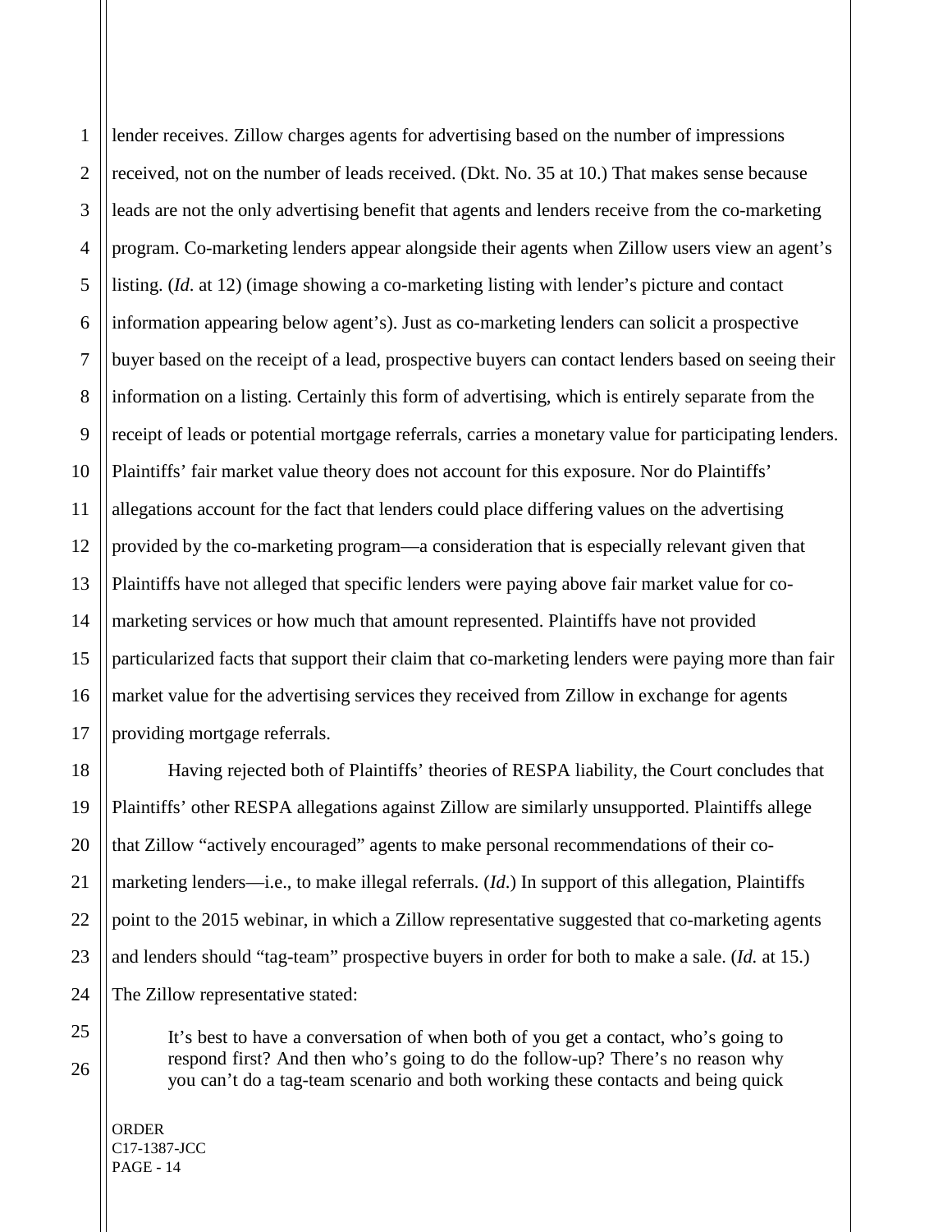lender receives. Zillow charges agents for advertising based on the number of impressions received, not on the number of leads received. (Dkt. No. 35 at 10.) That makes sense because leads are not the only advertising benefit that agents and lenders receive from the co-marketing program. Co-marketing lenders appear alongside their agents when Zillow users view an agent's listing. (*Id*. at 12) (image showing a co-marketing listing with lender's picture and contact information appearing below agent's). Just as co-marketing lenders can solicit a prospective buyer based on the receipt of a lead, prospective buyers can contact lenders based on seeing their information on a listing. Certainly this form of advertising, which is entirely separate from the receipt of leads or potential mortgage referrals, carries a monetary value for participating lenders. Plaintiffs' fair market value theory does not account for this exposure. Nor do Plaintiffs' allegations account for the fact that lenders could place differing values on the advertising provided by the co-marketing program—a consideration that is especially relevant given that Plaintiffs have not alleged that specific lenders were paying above fair market value for co-marketing services or how much that amount represented. Plaintiffs have not provided particularized facts that support their claim that co-marketing lenders were paying more than fair market value for the advertising services they received from Zillow in exchange for agents providing mortgage referrals.

Having rejected both of Plaintiffs' theories of RESPA liability, the Court concludes that Plaintiffs' other RESPA allegations against Zillow are similarly unsupported. Plaintiffs allege that Zillow "actively encouraged" agents to make personal recommendations of their co-marketing lenders—i.e., to make illegal referrals. (*Id*.) In support of this allegation, Plaintiffs point to the 2015 webinar, in which a Zillow representative suggested that co-marketing agents and lenders should "tag-team" prospective buyers in order for both to make a sale. (*Id.* at 15.) The Zillow representative stated:

> It's best to have a conversation of when both of you get a contact, who's going to respond first? And then who's going to do the follow-up? There's no reason why you can't do a tag-team scenario and both working these contacts and being quick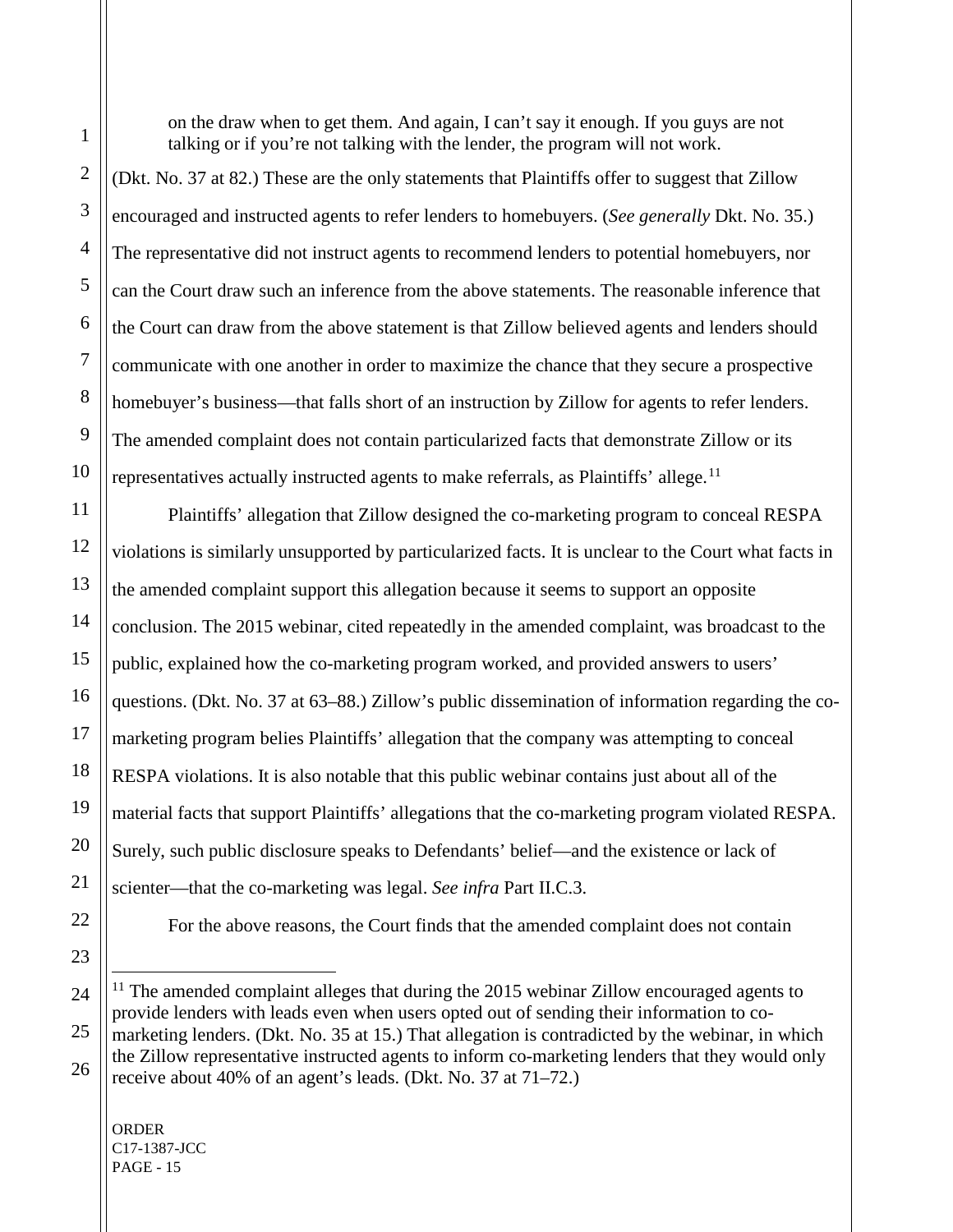> on the draw when to get them. And again, I can't say it enough. If you guys are not talking or if you're not talking with the lender, the program will not work.

(Dkt. No. 37 at 82.) These are the only statements that Plaintiffs offer to suggest that Zillow encouraged and instructed agents to refer lenders to homebuyers. (*See generally* Dkt. No. 35.) The representative did not instruct agents to recommend lenders to potential homebuyers, nor can the Court draw such an inference from the above statements. The reasonable inference that the Court can draw from the above statement is that Zillow believed agents and lenders should communicate with one another in order to maximize the chance that they secure a prospective homebuyer's business—that falls short of an instruction by Zillow for agents to refer lenders. The amended complaint does not contain particularized facts that demonstrate Zillow or its representatives actually instructed agents to make referrals, as Plaintiffs' allege.[11]

Plaintiffs' allegation that Zillow designed the co-marketing program to conceal RESPA violations is similarly unsupported by particularized facts. It is unclear to the Court what facts in the amended complaint support this allegation because it seems to support an opposite conclusion. The 2015 webinar, cited repeatedly in the amended complaint, was broadcast to the public, explained how the co-marketing program worked, and provided answers to users' questions. (Dkt. No. 37 at 63–88.) Zillow's public dissemination of information regarding the co-marketing program belies Plaintiffs' allegation that the company was attempting to conceal RESPA violations. It is also notable that this public webinar contains just about all of the material facts that support Plaintiffs' allegations that the co-marketing program violated RESPA. Surely, such public disclosure speaks to Defendants' belief—and the existence or lack of scienter—that the co-marketing was legal. *See infra* Part II.C.3.

For the above reasons, the Court finds that the amended complaint does not contain

---

[11] The amended complaint alleges that during the 2015 webinar Zillow encouraged agents to provide lenders with leads even when users opted out of sending their information to co-marketing lenders. (Dkt. No. 35 at 15.) That allegation is contradicted by the webinar, in which the Zillow representative instructed agents to inform co-marketing lenders that they would only receive about 40% of an agent's leads. (Dkt. No. 37 at 71–72.)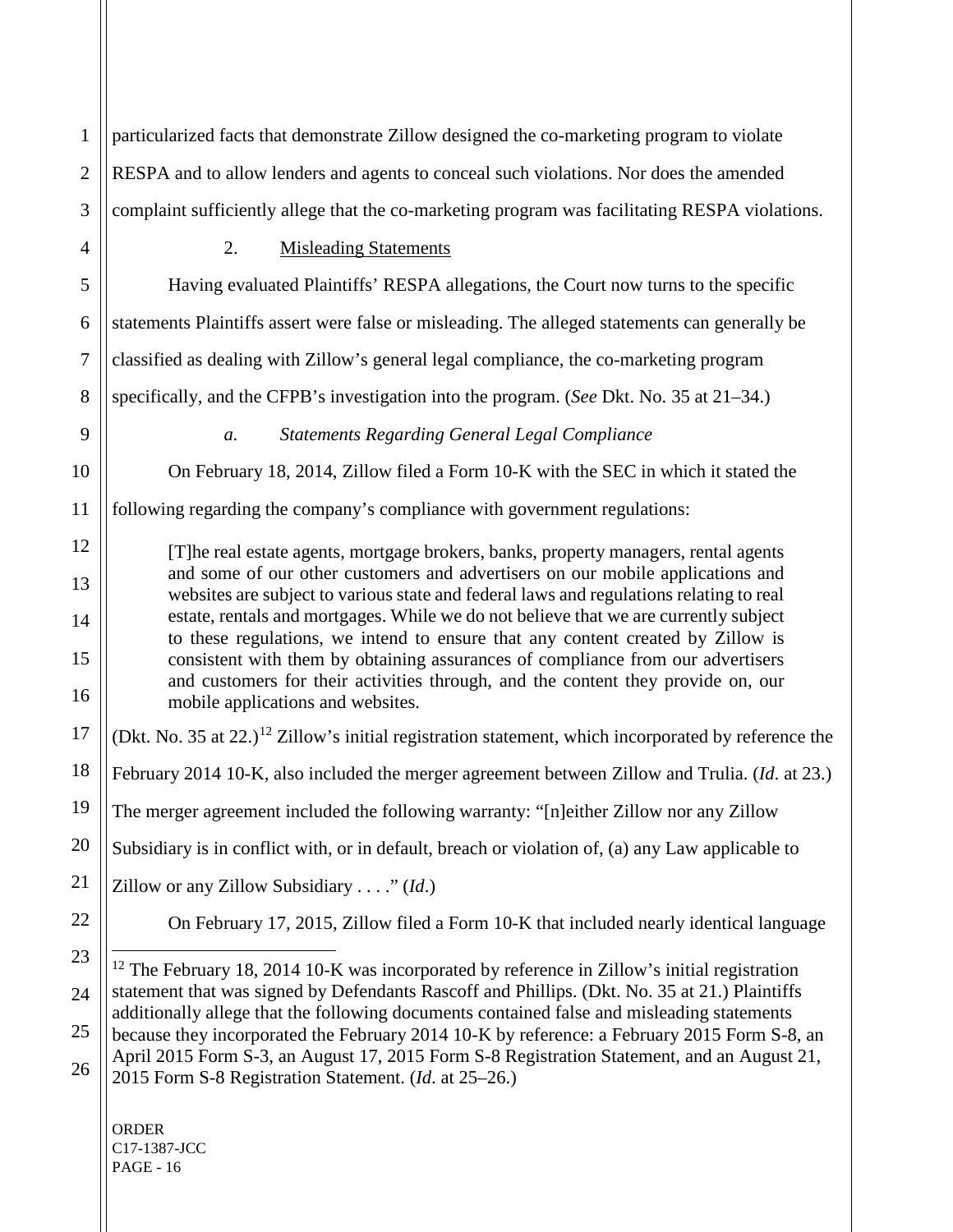particularized facts that demonstrate Zillow designed the co-marketing program to violate RESPA and to allow lenders and agents to conceal such violations. Nor does the amended complaint sufficiently allege that the co-marketing program was facilitating RESPA violations.

2. Misleading Statements

Having evaluated Plaintiffs' RESPA allegations, the Court now turns to the specific statements Plaintiffs assert were false or misleading. The alleged statements can generally be classified as dealing with Zillow's general legal compliance, the co-marketing program specifically, and the CFPB's investigation into the program. (*See* Dkt. No. 35 at 21–34.)

*a. Statements Regarding General Legal Compliance*

On February 18, 2014, Zillow filed a Form 10-K with the SEC in which it stated the following regarding the company's compliance with government regulations:

> [T]he real estate agents, mortgage brokers, banks, property managers, rental agents and some of our other customers and advertisers on our mobile applications and websites are subject to various state and federal laws and regulations relating to real estate, rentals and mortgages. While we do not believe that we are currently subject to these regulations, we intend to ensure that any content created by Zillow is consistent with them by obtaining assurances of compliance from our advertisers and customers for their activities through, and the content they provide on, our mobile applications and websites.

(Dkt. No. 35 at 22.)[12] Zillow's initial registration statement, which incorporated by reference the February 2014 10-K, also included the merger agreement between Zillow and Trulia. (*Id*. at 23.) The merger agreement included the following warranty: "[n]either Zillow nor any Zillow Subsidiary is in conflict with, or in default, breach or violation of, (a) any Law applicable to Zillow or any Zillow Subsidiary . . . ." (*Id*.)

On February 17, 2015, Zillow filed a Form 10-K that included nearly identical language

---

[12] The February 18, 2014 10-K was incorporated by reference in Zillow's initial registration statement that was signed by Defendants Rascoff and Phillips. (Dkt. No. 35 at 21.) Plaintiffs additionally allege that the following documents contained false and misleading statements because they incorporated the February 2014 10-K by reference: a February 2015 Form S-8, an April 2015 Form S-3, an August 17, 2015 Form S-8 Registration Statement, and an August 21, 2015 Form S-8 Registration Statement. (*Id*. at 25–26.)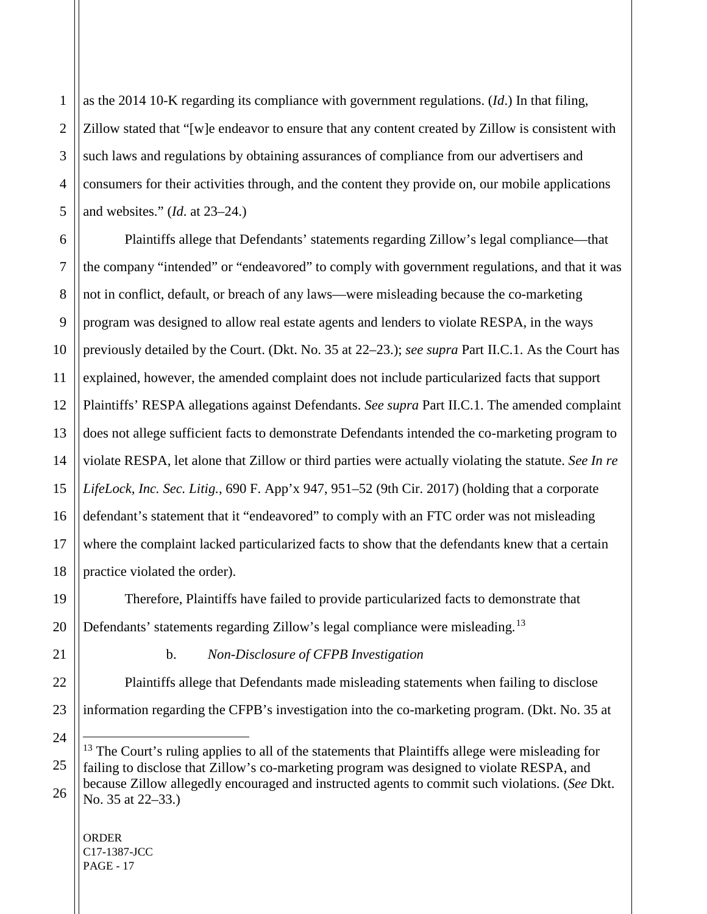as the 2014 10-K regarding its compliance with government regulations. (*Id*.) In that filing, Zillow stated that "[w]e endeavor to ensure that any content created by Zillow is consistent with such laws and regulations by obtaining assurances of compliance from our advertisers and consumers for their activities through, and the content they provide on, our mobile applications and websites." (*Id*. at 23–24.)

Plaintiffs allege that Defendants' statements regarding Zillow's legal compliance—that the company "intended" or "endeavored" to comply with government regulations, and that it was not in conflict, default, or breach of any laws—were misleading because the co-marketing program was designed to allow real estate agents and lenders to violate RESPA, in the ways previously detailed by the Court. (Dkt. No. 35 at 22–23.); *see supra* Part II.C.1. As the Court has explained, however, the amended complaint does not include particularized facts that support Plaintiffs' RESPA allegations against Defendants. *See supra* Part II.C.1. The amended complaint does not allege sufficient facts to demonstrate Defendants intended the co-marketing program to violate RESPA, let alone that Zillow or third parties were actually violating the statute. *See In re LifeLock, Inc. Sec. Litig.*, 690 F. App'x 947, 951–52 (9th Cir. 2017) (holding that a corporate defendant's statement that it "endeavored" to comply with an FTC order was not misleading where the complaint lacked particularized facts to show that the defendants knew that a certain practice violated the order).

Therefore, Plaintiffs have failed to provide particularized facts to demonstrate that Defendants' statements regarding Zillow's legal compliance were misleading.[13]

b. *Non-Disclosure of CFPB Investigation*

Plaintiffs allege that Defendants made misleading statements when failing to disclose information regarding the CFPB's investigation into the co-marketing program. (Dkt. No. 35 at

[13] The Court's ruling applies to all of the statements that Plaintiffs allege were misleading for failing to disclose that Zillow's co-marketing program was designed to violate RESPA, and because Zillow allegedly encouraged and instructed agents to commit such violations. (*See* Dkt. No. 35 at 22–33.)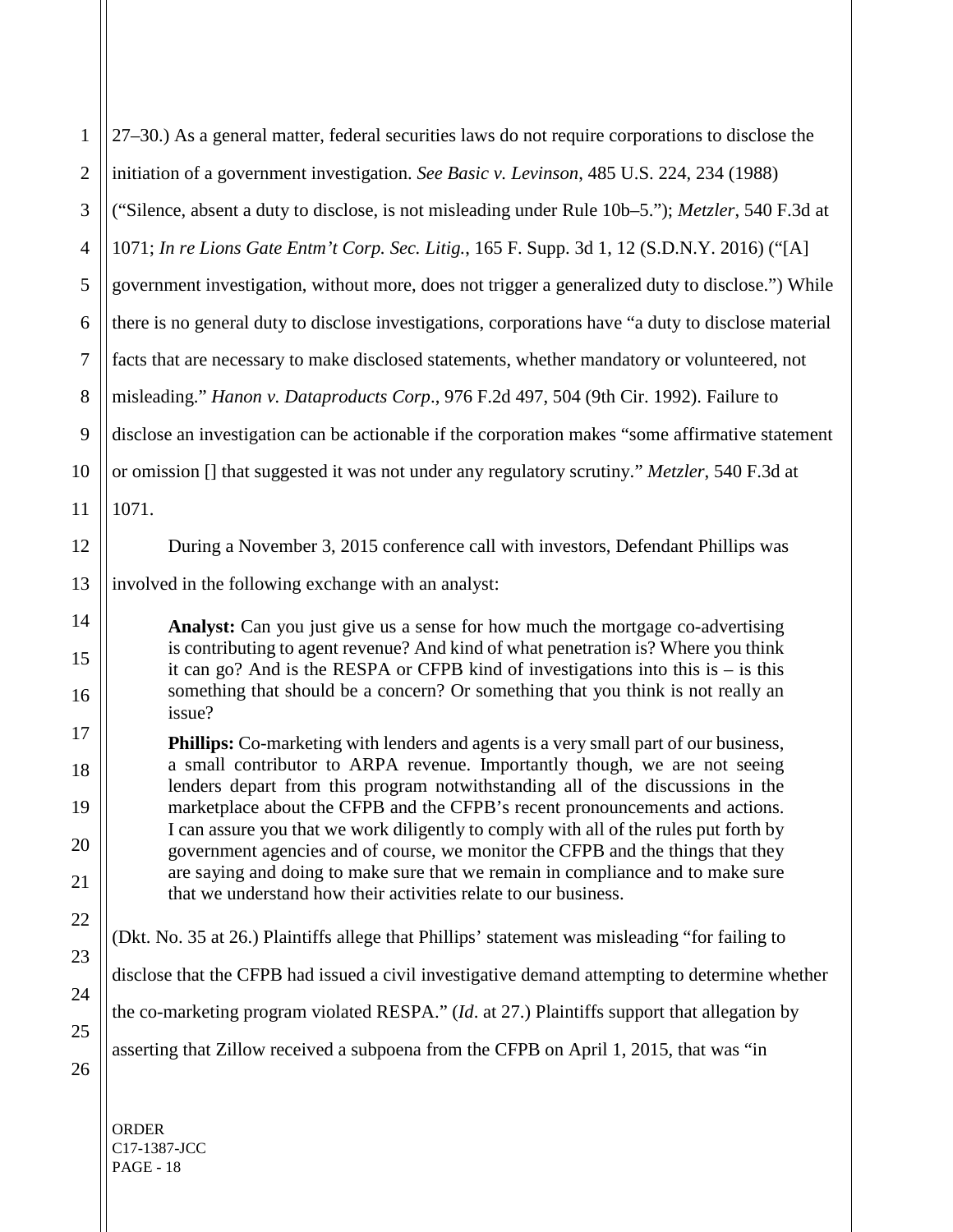27–30.) As a general matter, federal securities laws do not require corporations to disclose the initiation of a government investigation. *See Basic v. Levinson*, 485 U.S. 224, 234 (1988) ("Silence, absent a duty to disclose, is not misleading under Rule 10b–5."); *Metzler*, 540 F.3d at 1071; *In re Lions Gate Entm't Corp. Sec. Litig.*, 165 F. Supp. 3d 1, 12 (S.D.N.Y. 2016) ("[A] government investigation, without more, does not trigger a generalized duty to disclose.") While there is no general duty to disclose investigations, corporations have "a duty to disclose material facts that are necessary to make disclosed statements, whether mandatory or volunteered, not misleading." *Hanon v. Dataproducts Corp*., 976 F.2d 497, 504 (9th Cir. 1992). Failure to disclose an investigation can be actionable if the corporation makes "some affirmative statement or omission [] that suggested it was not under any regulatory scrutiny." *Metzler*, 540 F.3d at 1071.

During a November 3, 2015 conference call with investors, Defendant Phillips was involved in the following exchange with an analyst:

> **Analyst:** Can you just give us a sense for how much the mortgage co-advertising is contributing to agent revenue? And kind of what penetration is? Where you think it can go? And is the RESPA or CFPB kind of investigations into this is – is this something that should be a concern? Or something that you think is not really an issue?
>
> **Phillips:** Co-marketing with lenders and agents is a very small part of our business, a small contributor to ARPA revenue. Importantly though, we are not seeing lenders depart from this program notwithstanding all of the discussions in the marketplace about the CFPB and the CFPB's recent pronouncements and actions. I can assure you that we work diligently to comply with all of the rules put forth by government agencies and of course, we monitor the CFPB and the things that they are saying and doing to make sure that we remain in compliance and to make sure that we understand how their activities relate to our business.

(Dkt. No. 35 at 26.) Plaintiffs allege that Phillips' statement was misleading "for failing to disclose that the CFPB had issued a civil investigative demand attempting to determine whether the co-marketing program violated RESPA." (*Id*. at 27.) Plaintiffs support that allegation by asserting that Zillow received a subpoena from the CFPB on April 1, 2015, that was "in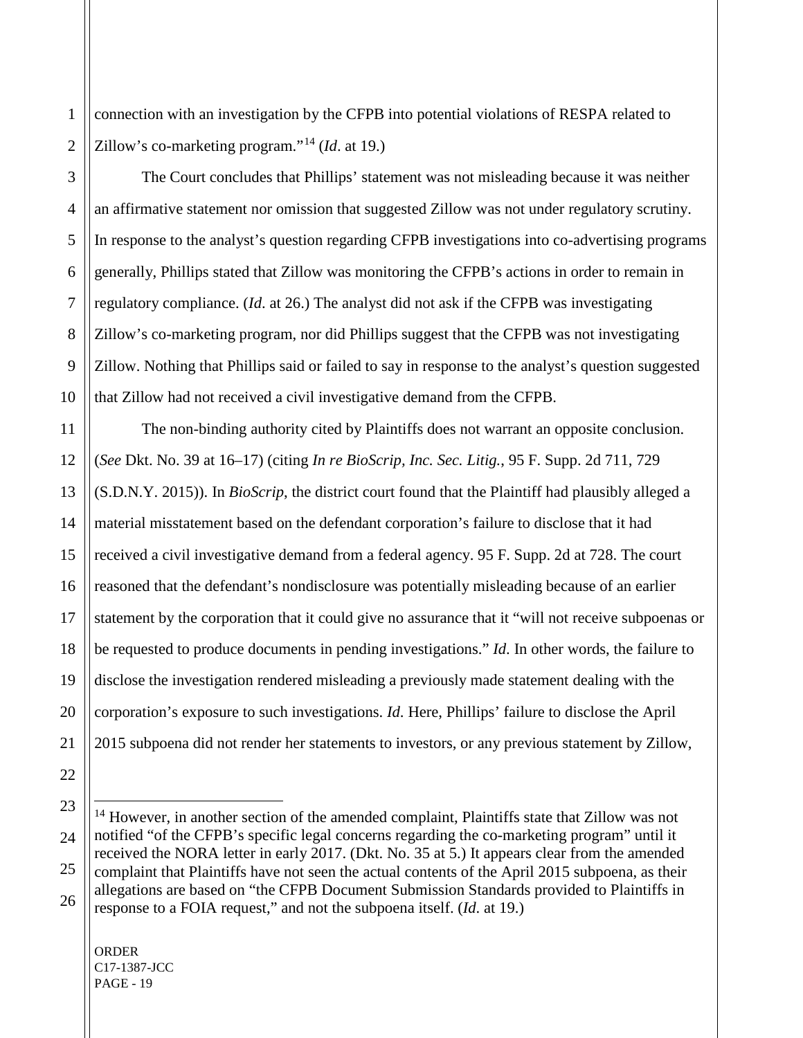connection with an investigation by the CFPB into potential violations of RESPA related to Zillow's co-marketing program."[14] (*Id*. at 19.)

The Court concludes that Phillips' statement was not misleading because it was neither an affirmative statement nor omission that suggested Zillow was not under regulatory scrutiny. In response to the analyst's question regarding CFPB investigations into co-advertising programs generally, Phillips stated that Zillow was monitoring the CFPB's actions in order to remain in regulatory compliance. (*Id.* at 26.) The analyst did not ask if the CFPB was investigating Zillow's co-marketing program, nor did Phillips suggest that the CFPB was not investigating Zillow. Nothing that Phillips said or failed to say in response to the analyst's question suggested that Zillow had not received a civil investigative demand from the CFPB.

The non-binding authority cited by Plaintiffs does not warrant an opposite conclusion. (*See* Dkt. No. 39 at 16–17) (citing *In re BioScrip, Inc. Sec. Litig.*, 95 F. Supp. 2d 711, 729 (S.D.N.Y. 2015)). In *BioScrip*, the district court found that the Plaintiff had plausibly alleged a material misstatement based on the defendant corporation's failure to disclose that it had received a civil investigative demand from a federal agency. 95 F. Supp. 2d at 728. The court reasoned that the defendant's nondisclosure was potentially misleading because of an earlier statement by the corporation that it could give no assurance that it "will not receive subpoenas or be requested to produce documents in pending investigations." *Id*. In other words, the failure to disclose the investigation rendered misleading a previously made statement dealing with the corporation's exposure to such investigations. *Id*. Here, Phillips' failure to disclose the April 2015 subpoena did not render her statements to investors, or any previous statement by Zillow,

---

[14] However, in another section of the amended complaint, Plaintiffs state that Zillow was not notified "of the CFPB's specific legal concerns regarding the co-marketing program" until it received the NORA letter in early 2017. (Dkt. No. 35 at 5.) It appears clear from the amended complaint that Plaintiffs have not seen the actual contents of the April 2015 subpoena, as their allegations are based on "the CFPB Document Submission Standards provided to Plaintiffs in response to a FOIA request," and not the subpoena itself. (*Id*. at 19.)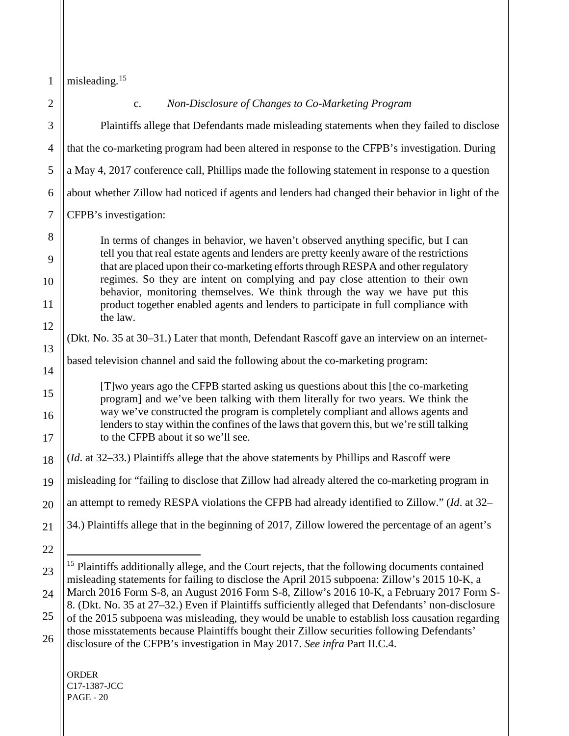misleading.[15]

c. *Non-Disclosure of Changes to Co-Marketing Program*

Plaintiffs allege that Defendants made misleading statements when they failed to disclose that the co-marketing program had been altered in response to the CFPB's investigation. During a May 4, 2017 conference call, Phillips made the following statement in response to a question about whether Zillow had noticed if agents and lenders had changed their behavior in light of the CFPB's investigation:

> In terms of changes in behavior, we haven't observed anything specific, but I can tell you that real estate agents and lenders are pretty keenly aware of the restrictions that are placed upon their co-marketing efforts through RESPA and other regulatory regimes. So they are intent on complying and pay close attention to their own behavior, monitoring themselves. We think through the way we have put this product together enabled agents and lenders to participate in full compliance with the law.

(Dkt. No. 35 at 30–31.) Later that month, Defendant Rascoff gave an interview on an internet-based television channel and said the following about the co-marketing program:

> [T]wo years ago the CFPB started asking us questions about this [the co-marketing program] and we've been talking with them literally for two years. We think the way we've constructed the program is completely compliant and allows agents and lenders to stay within the confines of the laws that govern this, but we're still talking to the CFPB about it so we'll see.

(*Id*. at 32–33.) Plaintiffs allege that the above statements by Phillips and Rascoff were misleading for "failing to disclose that Zillow had already altered the co-marketing program in an attempt to remedy RESPA violations the CFPB had already identified to Zillow." (*Id*. at 32–34.) Plaintiffs allege that in the beginning of 2017, Zillow lowered the percentage of an agent's

---

[15] Plaintiffs additionally allege, and the Court rejects, that the following documents contained misleading statements for failing to disclose the April 2015 subpoena: Zillow's 2015 10-K, a March 2016 Form S-8, an August 2016 Form S-8, Zillow's 2016 10-K, a February 2017 Form S-8. (Dkt. No. 35 at 27–32.) Even if Plaintiffs sufficiently alleged that Defendants' non-disclosure of the 2015 subpoena was misleading, they would be unable to establish loss causation regarding those misstatements because Plaintiffs bought their Zillow securities following Defendants' disclosure of the CFPB's investigation in May 2017. *See infra* Part II.C.4.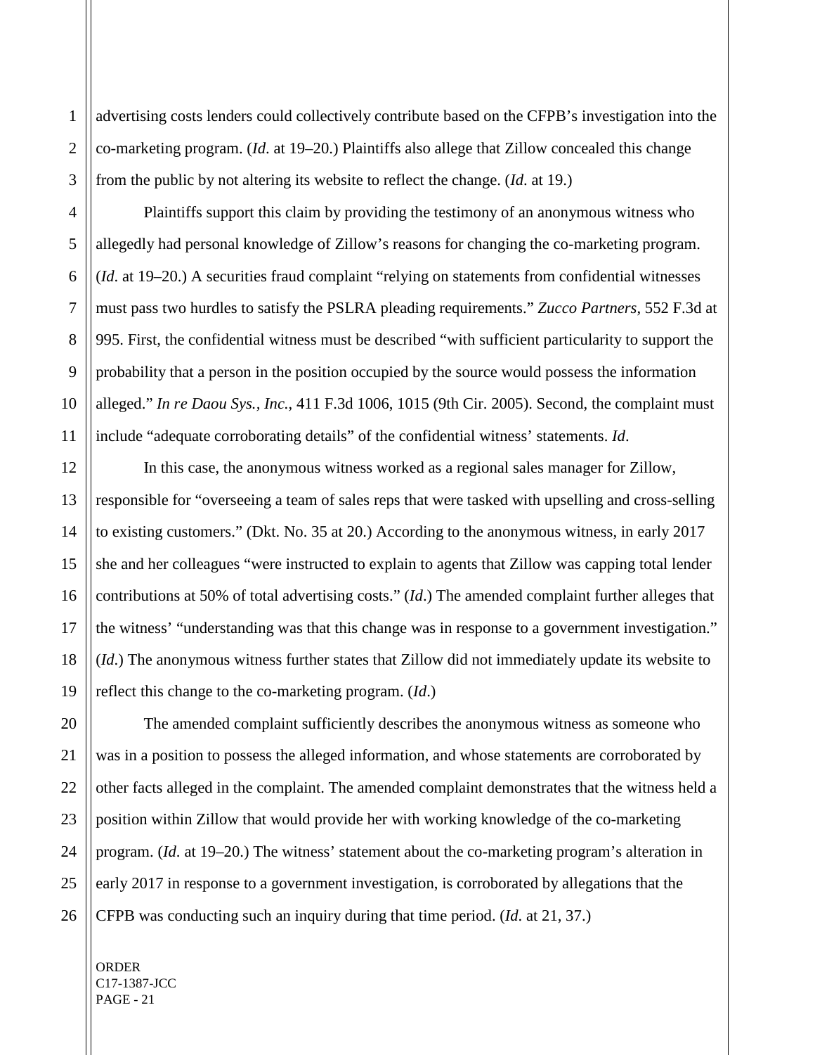advertising costs lenders could collectively contribute based on the CFPB's investigation into the co-marketing program. (*Id*. at 19–20.) Plaintiffs also allege that Zillow concealed this change from the public by not altering its website to reflect the change. (*Id*. at 19.)

Plaintiffs support this claim by providing the testimony of an anonymous witness who allegedly had personal knowledge of Zillow's reasons for changing the co-marketing program. (*Id*. at 19–20.) A securities fraud complaint "relying on statements from confidential witnesses must pass two hurdles to satisfy the PSLRA pleading requirements." *Zucco Partners*, 552 F.3d at 995. First, the confidential witness must be described "with sufficient particularity to support the probability that a person in the position occupied by the source would possess the information alleged." *In re Daou Sys., Inc.*, 411 F.3d 1006, 1015 (9th Cir. 2005). Second, the complaint must include "adequate corroborating details" of the confidential witness' statements. *Id*.

In this case, the anonymous witness worked as a regional sales manager for Zillow, responsible for "overseeing a team of sales reps that were tasked with upselling and cross-selling to existing customers." (Dkt. No. 35 at 20.) According to the anonymous witness, in early 2017 she and her colleagues "were instructed to explain to agents that Zillow was capping total lender contributions at 50% of total advertising costs." (*Id*.) The amended complaint further alleges that the witness' "understanding was that this change was in response to a government investigation." (*Id*.) The anonymous witness further states that Zillow did not immediately update its website to reflect this change to the co-marketing program. (*Id*.)

The amended complaint sufficiently describes the anonymous witness as someone who was in a position to possess the alleged information, and whose statements are corroborated by other facts alleged in the complaint. The amended complaint demonstrates that the witness held a position within Zillow that would provide her with working knowledge of the co-marketing program. (*Id*. at 19–20.) The witness' statement about the co-marketing program's alteration in early 2017 in response to a government investigation, is corroborated by allegations that the CFPB was conducting such an inquiry during that time period. (*Id*. at 21, 37.)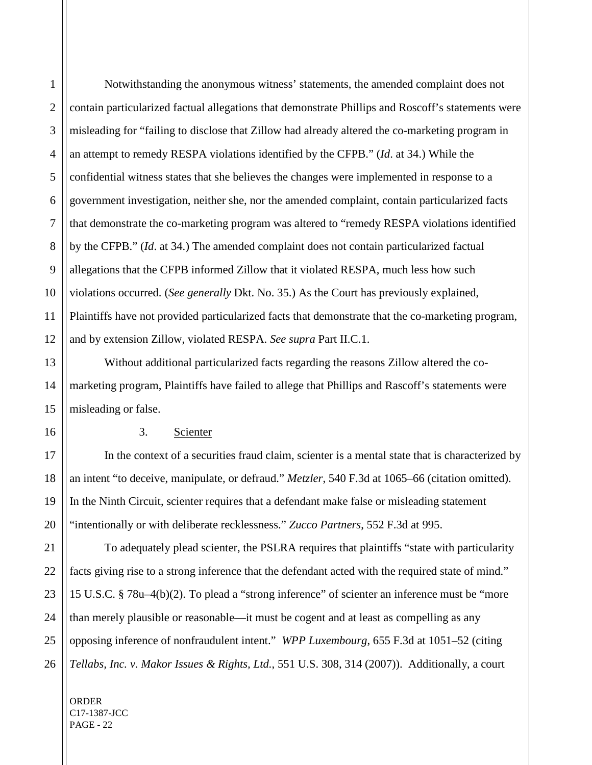Notwithstanding the anonymous witness' statements, the amended complaint does not contain particularized factual allegations that demonstrate Phillips and Roscoff's statements were misleading for "failing to disclose that Zillow had already altered the co-marketing program in an attempt to remedy RESPA violations identified by the CFPB." (*Id*. at 34.) While the confidential witness states that she believes the changes were implemented in response to a government investigation, neither she, nor the amended complaint, contain particularized facts that demonstrate the co-marketing program was altered to "remedy RESPA violations identified by the CFPB." (*Id*. at 34.) The amended complaint does not contain particularized factual allegations that the CFPB informed Zillow that it violated RESPA, much less how such violations occurred. (*See generally* Dkt. No. 35.) As the Court has previously explained, Plaintiffs have not provided particularized facts that demonstrate that the co-marketing program, and by extension Zillow, violated RESPA. *See supra* Part II.C.1.

Without additional particularized facts regarding the reasons Zillow altered the co-marketing program, Plaintiffs have failed to allege that Phillips and Rascoff's statements were misleading or false.

3. Scienter

In the context of a securities fraud claim, scienter is a mental state that is characterized by an intent "to deceive, manipulate, or defraud." *Metzler*, 540 F.3d at 1065–66 (citation omitted). In the Ninth Circuit, scienter requires that a defendant make false or misleading statement "intentionally or with deliberate recklessness." *Zucco Partners*, 552 F.3d at 995.

To adequately plead scienter, the PSLRA requires that plaintiffs "state with particularity facts giving rise to a strong inference that the defendant acted with the required state of mind." 15 U.S.C. § 78u–4(b)(2). To plead a "strong inference" of scienter an inference must be "more than merely plausible or reasonable—it must be cogent and at least as compelling as any opposing inference of nonfraudulent intent." *WPP Luxembourg*, 655 F.3d at 1051–52 (citing *Tellabs, Inc. v. Makor Issues & Rights, Ltd.*, 551 U.S. 308, 314 (2007)). Additionally, a court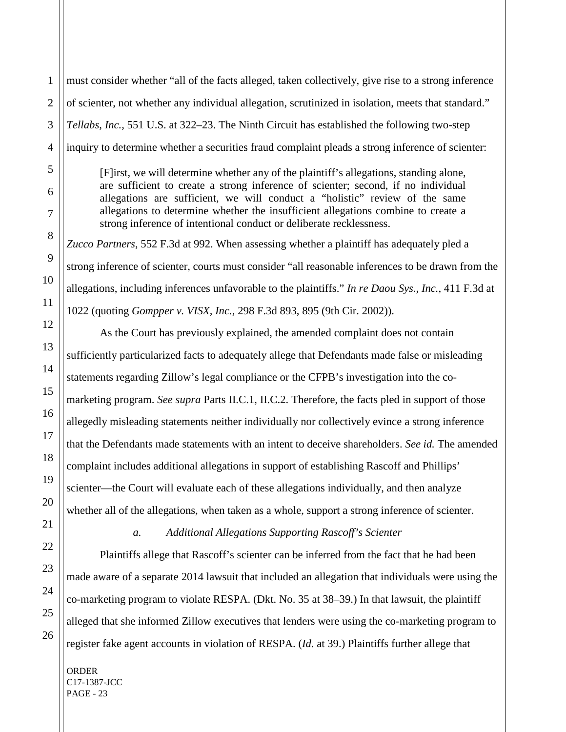must consider whether "all of the facts alleged, taken collectively, give rise to a strong inference of scienter, not whether any individual allegation, scrutinized in isolation, meets that standard." *Tellabs, Inc.*, 551 U.S. at 322–23. The Ninth Circuit has established the following two-step inquiry to determine whether a securities fraud complaint pleads a strong inference of scienter:

> [F]irst, we will determine whether any of the plaintiff's allegations, standing alone, are sufficient to create a strong inference of scienter; second, if no individual allegations are sufficient, we will conduct a "holistic" review of the same allegations to determine whether the insufficient allegations combine to create a strong inference of intentional conduct or deliberate recklessness.

*Zucco Partners*, 552 F.3d at 992. When assessing whether a plaintiff has adequately pled a strong inference of scienter, courts must consider "all reasonable inferences to be drawn from the allegations, including inferences unfavorable to the plaintiffs." *In re Daou Sys., Inc.*, 411 F.3d at 1022 (quoting *Gompper v. VISX, Inc.*, 298 F.3d 893, 895 (9th Cir. 2002)).

As the Court has previously explained, the amended complaint does not contain sufficiently particularized facts to adequately allege that Defendants made false or misleading statements regarding Zillow's legal compliance or the CFPB's investigation into the co-marketing program. *See supra* Parts II.C.1, II.C.2. Therefore, the facts pled in support of those allegedly misleading statements neither individually nor collectively evince a strong inference that the Defendants made statements with an intent to deceive shareholders. *See id.* The amended complaint includes additional allegations in support of establishing Rascoff and Phillips' scienter—the Court will evaluate each of these allegations individually, and then analyze whether all of the allegations, when taken as a whole, support a strong inference of scienter.

*a. Additional Allegations Supporting Rascoff's Scienter*

Plaintiffs allege that Rascoff's scienter can be inferred from the fact that he had been made aware of a separate 2014 lawsuit that included an allegation that individuals were using the co-marketing program to violate RESPA. (Dkt. No. 35 at 38–39.) In that lawsuit, the plaintiff alleged that she informed Zillow executives that lenders were using the co-marketing program to register fake agent accounts in violation of RESPA. (*Id*. at 39.) Plaintiffs further allege that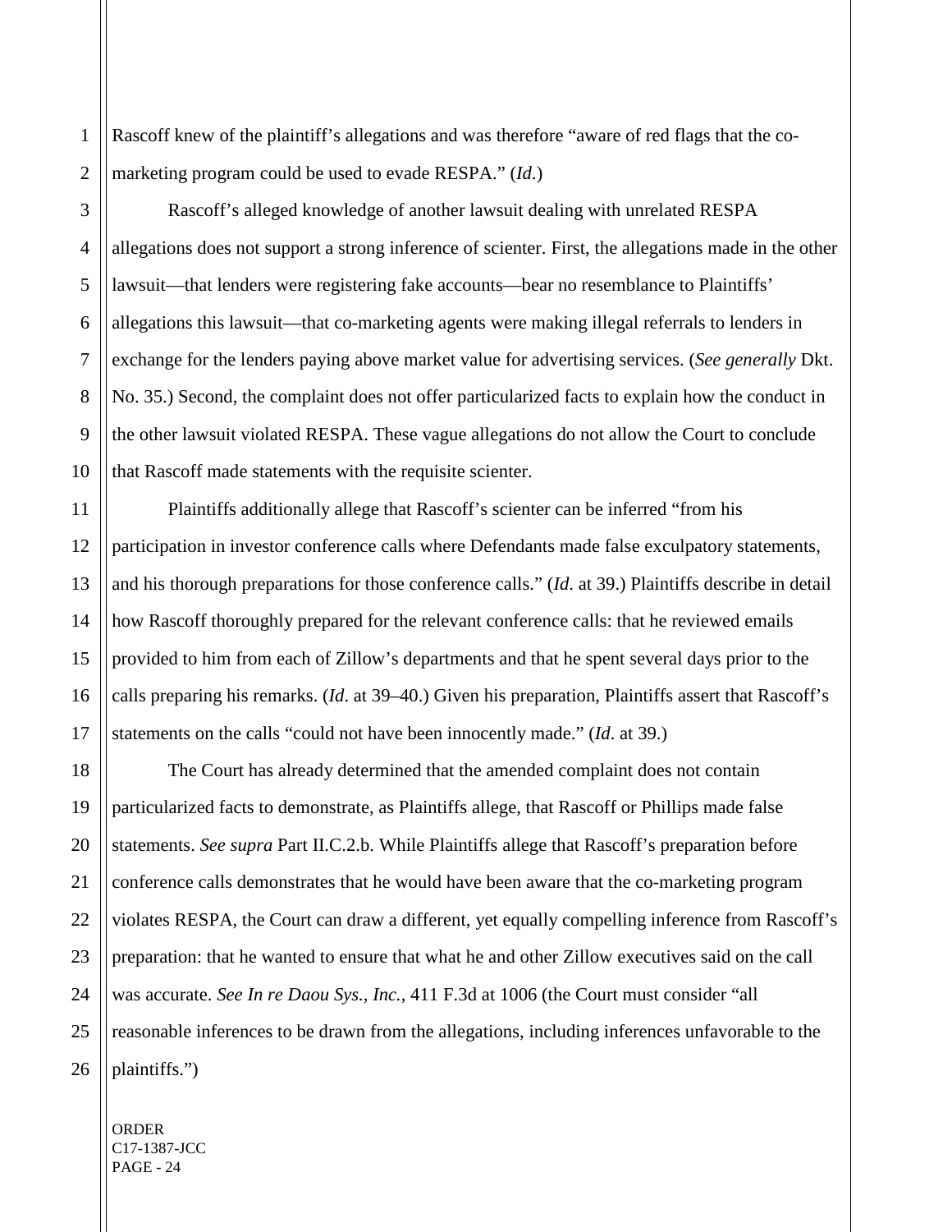Rascoff knew of the plaintiff's allegations and was therefore "aware of red flags that the co-marketing program could be used to evade RESPA." (*Id.*)

Rascoff's alleged knowledge of another lawsuit dealing with unrelated RESPA allegations does not support a strong inference of scienter. First, the allegations made in the other lawsuit—that lenders were registering fake accounts—bear no resemblance to Plaintiffs' allegations this lawsuit—that co-marketing agents were making illegal referrals to lenders in exchange for the lenders paying above market value for advertising services. (*See generally* Dkt. No. 35.) Second, the complaint does not offer particularized facts to explain how the conduct in the other lawsuit violated RESPA. These vague allegations do not allow the Court to conclude that Rascoff made statements with the requisite scienter.

Plaintiffs additionally allege that Rascoff's scienter can be inferred "from his participation in investor conference calls where Defendants made false exculpatory statements, and his thorough preparations for those conference calls." (*Id*. at 39.) Plaintiffs describe in detail how Rascoff thoroughly prepared for the relevant conference calls: that he reviewed emails provided to him from each of Zillow's departments and that he spent several days prior to the calls preparing his remarks. (*Id*. at 39–40.) Given his preparation, Plaintiffs assert that Rascoff's statements on the calls "could not have been innocently made." (*Id*. at 39.)

The Court has already determined that the amended complaint does not contain particularized facts to demonstrate, as Plaintiffs allege, that Rascoff or Phillips made false statements. *See supra* Part II.C.2.b. While Plaintiffs allege that Rascoff's preparation before conference calls demonstrates that he would have been aware that the co-marketing program violates RESPA, the Court can draw a different, yet equally compelling inference from Rascoff's preparation: that he wanted to ensure that what he and other Zillow executives said on the call was accurate. *See In re Daou Sys., Inc.*, 411 F.3d at 1006 (the Court must consider "all reasonable inferences to be drawn from the allegations, including inferences unfavorable to the plaintiffs.")

ORDER
C17-1387-JCC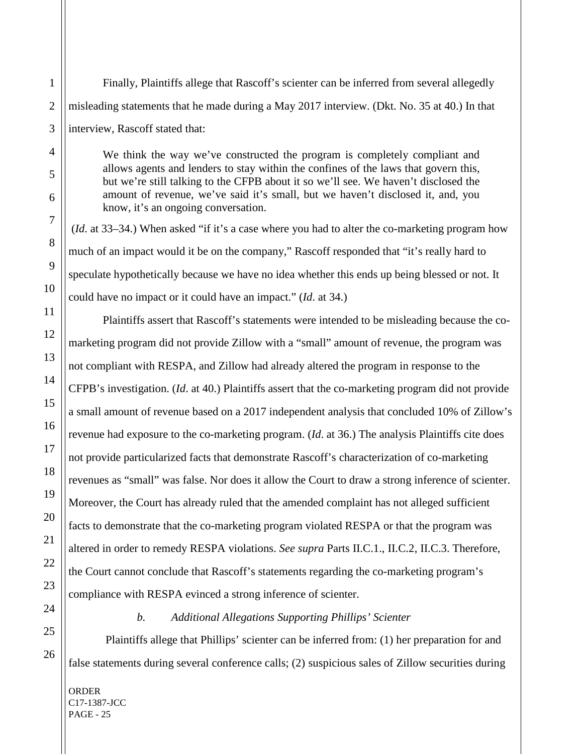Finally, Plaintiffs allege that Rascoff's scienter can be inferred from several allegedly misleading statements that he made during a May 2017 interview. (Dkt. No. 35 at 40.) In that interview, Rascoff stated that:

> We think the way we've constructed the program is completely compliant and allows agents and lenders to stay within the confines of the laws that govern this, but we're still talking to the CFPB about it so we'll see. We haven't disclosed the amount of revenue, we've said it's small, but we haven't disclosed it, and, you know, it's an ongoing conversation.

(*Id*. at 33–34.) When asked "if it's a case where you had to alter the co-marketing program how much of an impact would it be on the company," Rascoff responded that "it's really hard to speculate hypothetically because we have no idea whether this ends up being blessed or not. It could have no impact or it could have an impact." (*Id*. at 34.)

Plaintiffs assert that Rascoff's statements were intended to be misleading because the co-marketing program did not provide Zillow with a "small" amount of revenue, the program was not compliant with RESPA, and Zillow had already altered the program in response to the CFPB's investigation. (*Id*. at 40.) Plaintiffs assert that the co-marketing program did not provide a small amount of revenue based on a 2017 independent analysis that concluded 10% of Zillow's revenue had exposure to the co-marketing program. (*Id*. at 36.) The analysis Plaintiffs cite does not provide particularized facts that demonstrate Rascoff's characterization of co-marketing revenues as "small" was false. Nor does it allow the Court to draw a strong inference of scienter. Moreover, the Court has already ruled that the amended complaint has not alleged sufficient facts to demonstrate that the co-marketing program violated RESPA or that the program was altered in order to remedy RESPA violations. *See supra* Parts II.C.1., II.C.2, II.C.3. Therefore, the Court cannot conclude that Rascoff's statements regarding the co-marketing program's compliance with RESPA evinced a strong inference of scienter.

*b. Additional Allegations Supporting Phillips' Scienter*

Plaintiffs allege that Phillips' scienter can be inferred from: (1) her preparation for and false statements during several conference calls; (2) suspicious sales of Zillow securities during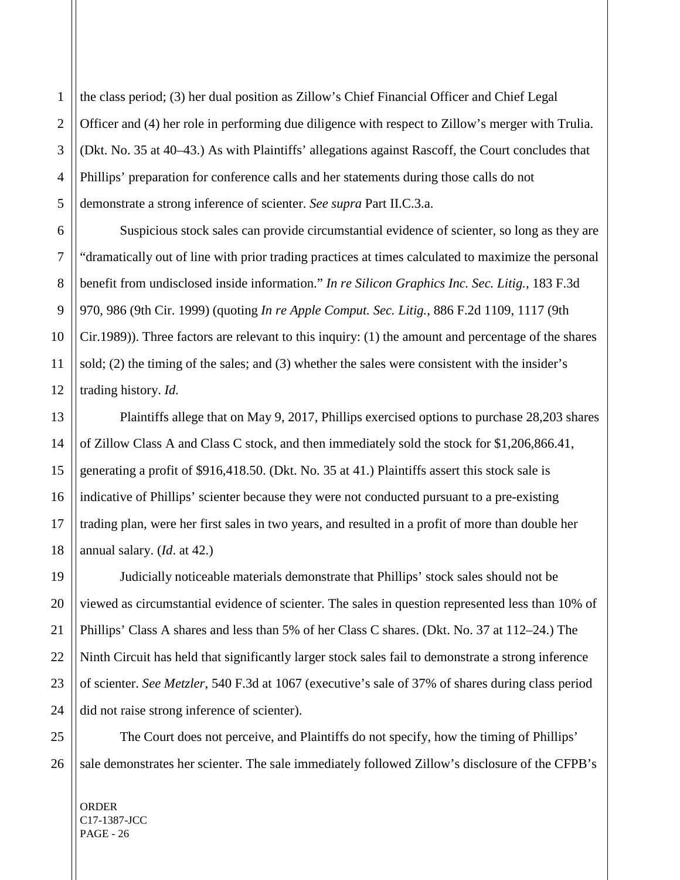the class period; (3) her dual position as Zillow's Chief Financial Officer and Chief Legal Officer and (4) her role in performing due diligence with respect to Zillow's merger with Trulia. (Dkt. No. 35 at 40–43.) As with Plaintiffs' allegations against Rascoff, the Court concludes that Phillips' preparation for conference calls and her statements during those calls do not demonstrate a strong inference of scienter. *See supra* Part II.C.3.a.

Suspicious stock sales can provide circumstantial evidence of scienter, so long as they are "dramatically out of line with prior trading practices at times calculated to maximize the personal benefit from undisclosed inside information." *In re Silicon Graphics Inc. Sec. Litig.*, 183 F.3d 970, 986 (9th Cir. 1999) (quoting *In re Apple Comput. Sec. Litig.*, 886 F.2d 1109, 1117 (9th Cir.1989)). Three factors are relevant to this inquiry: (1) the amount and percentage of the shares sold; (2) the timing of the sales; and (3) whether the sales were consistent with the insider's trading history. *Id.*

Plaintiffs allege that on May 9, 2017, Phillips exercised options to purchase 28,203 shares of Zillow Class A and Class C stock, and then immediately sold the stock for $1,206,866.41, generating a profit of $916,418.50. (Dkt. No. 35 at 41.) Plaintiffs assert this stock sale is indicative of Phillips' scienter because they were not conducted pursuant to a pre-existing trading plan, were her first sales in two years, and resulted in a profit of more than double her annual salary. (*Id*. at 42.)

Judicially noticeable materials demonstrate that Phillips' stock sales should not be viewed as circumstantial evidence of scienter. The sales in question represented less than 10% of Phillips' Class A shares and less than 5% of her Class C shares. (Dkt. No. 37 at 112–24.) The Ninth Circuit has held that significantly larger stock sales fail to demonstrate a strong inference of scienter. *See Metzler*, 540 F.3d at 1067 (executive's sale of 37% of shares during class period did not raise strong inference of scienter).

The Court does not perceive, and Plaintiffs do not specify, how the timing of Phillips' sale demonstrates her scienter. The sale immediately followed Zillow's disclosure of the CFPB's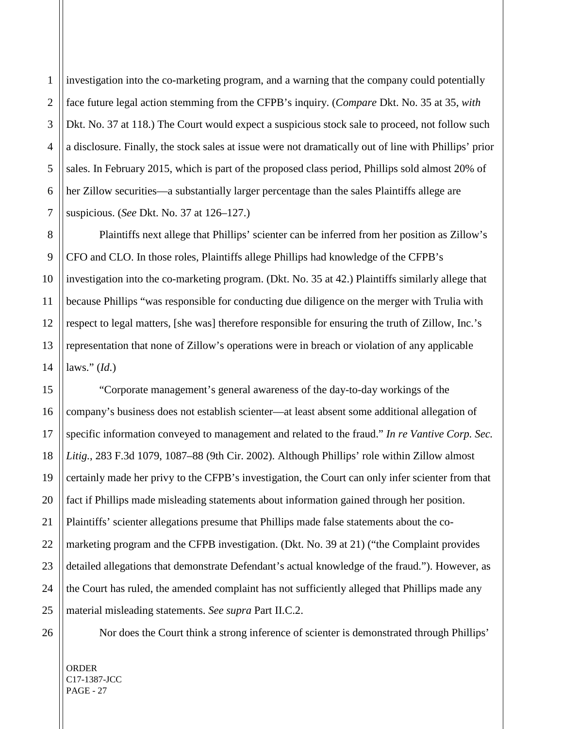investigation into the co-marketing program, and a warning that the company could potentially face future legal action stemming from the CFPB's inquiry. (*Compare* Dkt. No. 35 at 35, *with* Dkt. No. 37 at 118.) The Court would expect a suspicious stock sale to proceed, not follow such a disclosure. Finally, the stock sales at issue were not dramatically out of line with Phillips' prior sales. In February 2015, which is part of the proposed class period, Phillips sold almost 20% of her Zillow securities—a substantially larger percentage than the sales Plaintiffs allege are suspicious. (*See* Dkt. No. 37 at 126–127.)

Plaintiffs next allege that Phillips' scienter can be inferred from her position as Zillow's CFO and CLO. In those roles, Plaintiffs allege Phillips had knowledge of the CFPB's investigation into the co-marketing program. (Dkt. No. 35 at 42.) Plaintiffs similarly allege that because Phillips "was responsible for conducting due diligence on the merger with Trulia with respect to legal matters, [she was] therefore responsible for ensuring the truth of Zillow, Inc.'s representation that none of Zillow's operations were in breach or violation of any applicable laws." (*Id*.)

"Corporate management's general awareness of the day-to-day workings of the company's business does not establish scienter—at least absent some additional allegation of specific information conveyed to management and related to the fraud." *In re Vantive Corp. Sec. Litig.*, 283 F.3d 1079, 1087–88 (9th Cir. 2002). Although Phillips' role within Zillow almost certainly made her privy to the CFPB's investigation, the Court can only infer scienter from that fact if Phillips made misleading statements about information gained through her position. Plaintiffs' scienter allegations presume that Phillips made false statements about the co-marketing program and the CFPB investigation. (Dkt. No. 39 at 21) ("the Complaint provides detailed allegations that demonstrate Defendant's actual knowledge of the fraud."). However, as the Court has ruled, the amended complaint has not sufficiently alleged that Phillips made any material misleading statements. *See supra* Part II.C.2.

Nor does the Court think a strong inference of scienter is demonstrated through Phillips'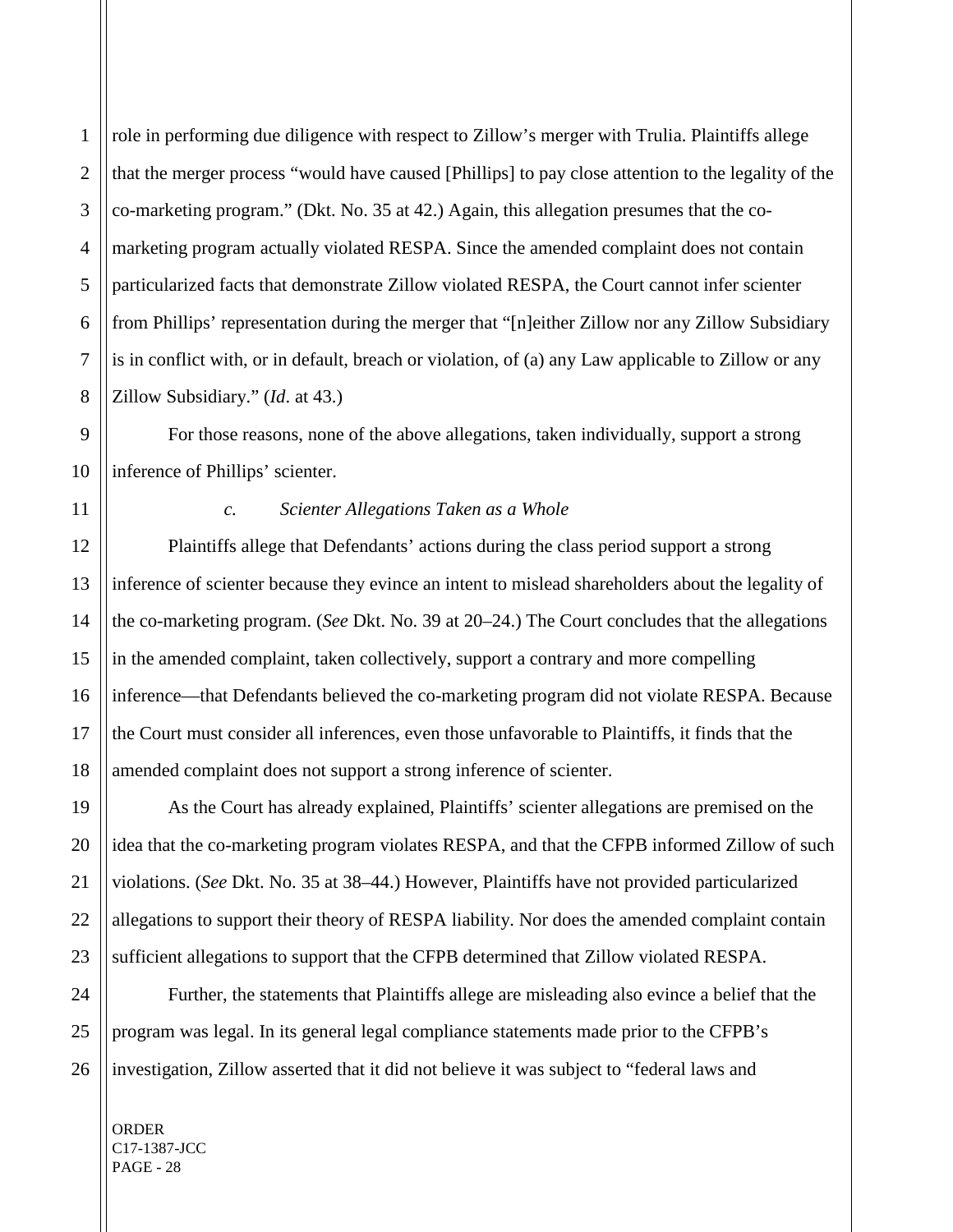role in performing due diligence with respect to Zillow's merger with Trulia. Plaintiffs allege that the merger process "would have caused [Phillips] to pay close attention to the legality of the co-marketing program." (Dkt. No. 35 at 42.) Again, this allegation presumes that the co-marketing program actually violated RESPA. Since the amended complaint does not contain particularized facts that demonstrate Zillow violated RESPA, the Court cannot infer scienter from Phillips' representation during the merger that "[n]either Zillow nor any Zillow Subsidiary is in conflict with, or in default, breach or violation, of (a) any Law applicable to Zillow or any Zillow Subsidiary." (*Id*. at 43.)

For those reasons, none of the above allegations, taken individually, support a strong inference of Phillips' scienter.

*c. Scienter Allegations Taken as a Whole*

Plaintiffs allege that Defendants' actions during the class period support a strong inference of scienter because they evince an intent to mislead shareholders about the legality of the co-marketing program. (*See* Dkt. No. 39 at 20–24.) The Court concludes that the allegations in the amended complaint, taken collectively, support a contrary and more compelling inference—that Defendants believed the co-marketing program did not violate RESPA. Because the Court must consider all inferences, even those unfavorable to Plaintiffs, it finds that the amended complaint does not support a strong inference of scienter.

As the Court has already explained, Plaintiffs' scienter allegations are premised on the idea that the co-marketing program violates RESPA, and that the CFPB informed Zillow of such violations. (*See* Dkt. No. 35 at 38–44.) However, Plaintiffs have not provided particularized allegations to support their theory of RESPA liability. Nor does the amended complaint contain sufficient allegations to support that the CFPB determined that Zillow violated RESPA.

Further, the statements that Plaintiffs allege are misleading also evince a belief that the program was legal. In its general legal compliance statements made prior to the CFPB's investigation, Zillow asserted that it did not believe it was subject to "federal laws and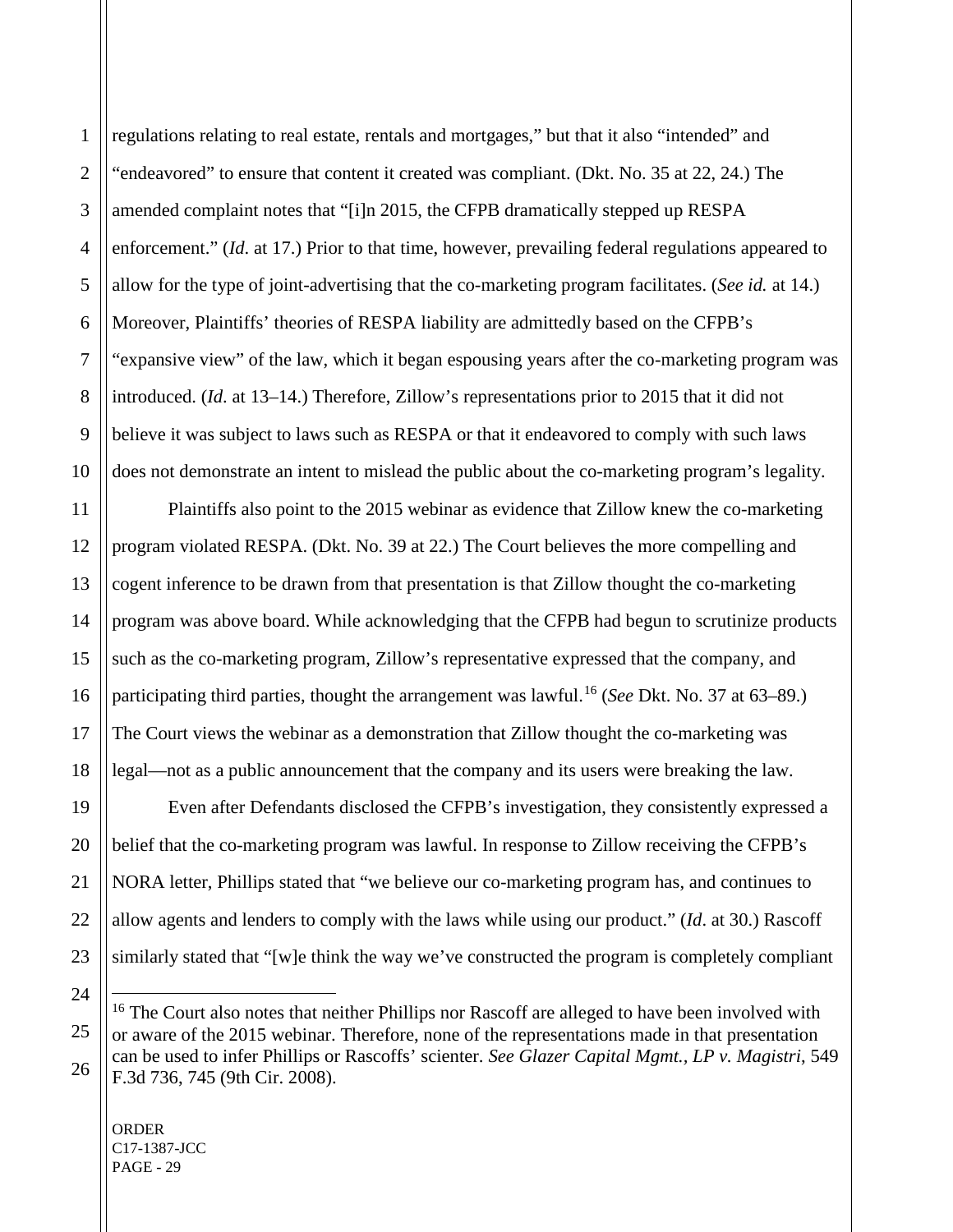regulations relating to real estate, rentals and mortgages," but that it also "intended" and "endeavored" to ensure that content it created was compliant. (Dkt. No. 35 at 22, 24.) The amended complaint notes that "[i]n 2015, the CFPB dramatically stepped up RESPA enforcement." (*Id.* at 17.) Prior to that time, however, prevailing federal regulations appeared to allow for the type of joint-advertising that the co-marketing program facilitates. (*See id.* at 14.) Moreover, Plaintiffs' theories of RESPA liability are admittedly based on the CFPB's "expansive view" of the law, which it began espousing years after the co-marketing program was introduced. (*Id.* at 13–14.) Therefore, Zillow's representations prior to 2015 that it did not believe it was subject to laws such as RESPA or that it endeavored to comply with such laws does not demonstrate an intent to mislead the public about the co-marketing program's legality.

Plaintiffs also point to the 2015 webinar as evidence that Zillow knew the co-marketing program violated RESPA. (Dkt. No. 39 at 22.) The Court believes the more compelling and cogent inference to be drawn from that presentation is that Zillow thought the co-marketing program was above board. While acknowledging that the CFPB had begun to scrutinize products such as the co-marketing program, Zillow's representative expressed that the company, and participating third parties, thought the arrangement was lawful.[16] (*See* Dkt. No. 37 at 63–89.) The Court views the webinar as a demonstration that Zillow thought the co-marketing was legal—not as a public announcement that the company and its users were breaking the law.

Even after Defendants disclosed the CFPB's investigation, they consistently expressed a belief that the co-marketing program was lawful. In response to Zillow receiving the CFPB's NORA letter, Phillips stated that "we believe our co-marketing program has, and continues to allow agents and lenders to comply with the laws while using our product." (*Id*. at 30.) Rascoff similarly stated that "[w]e think the way we've constructed the program is completely compliant

---

[16] The Court also notes that neither Phillips nor Rascoff are alleged to have been involved with or aware of the 2015 webinar. Therefore, none of the representations made in that presentation can be used to infer Phillips or Rascoffs' scienter. *See Glazer Capital Mgmt., LP v. Magistri*, 549 F.3d 736, 745 (9th Cir. 2008).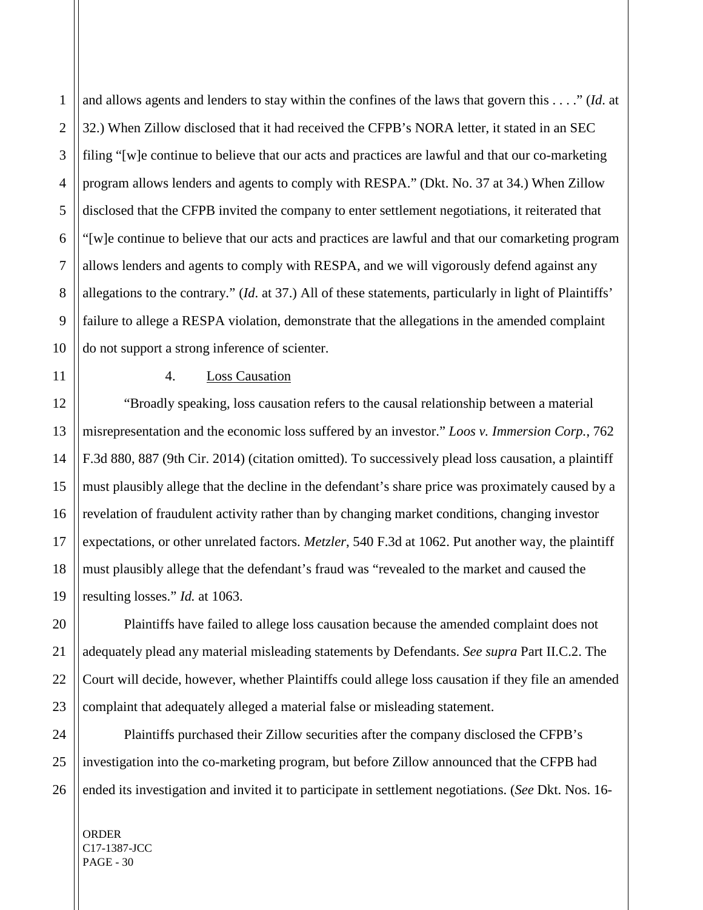and allows agents and lenders to stay within the confines of the laws that govern this . . . ." (*Id.* at 32.) When Zillow disclosed that it had received the CFPB's NORA letter, it stated in an SEC filing "[w]e continue to believe that our acts and practices are lawful and that our co-marketing program allows lenders and agents to comply with RESPA." (Dkt. No. 37 at 34.) When Zillow disclosed that the CFPB invited the company to enter settlement negotiations, it reiterated that "[w]e continue to believe that our acts and practices are lawful and that our comarketing program allows lenders and agents to comply with RESPA, and we will vigorously defend against any allegations to the contrary." (*Id.* at 37.) All of these statements, particularly in light of Plaintiffs' failure to allege a RESPA violation, demonstrate that the allegations in the amended complaint do not support a strong inference of scienter.

4. Loss Causation

"Broadly speaking, loss causation refers to the causal relationship between a material misrepresentation and the economic loss suffered by an investor." *Loos v. Immersion Corp.*, 762 F.3d 880, 887 (9th Cir. 2014) (citation omitted). To successively plead loss causation, a plaintiff must plausibly allege that the decline in the defendant's share price was proximately caused by a revelation of fraudulent activity rather than by changing market conditions, changing investor expectations, or other unrelated factors. *Metzler*, 540 F.3d at 1062. Put another way, the plaintiff must plausibly allege that the defendant's fraud was "revealed to the market and caused the resulting losses." *Id.* at 1063.

Plaintiffs have failed to allege loss causation because the amended complaint does not adequately plead any material misleading statements by Defendants. *See supra* Part II.C.2. The Court will decide, however, whether Plaintiffs could allege loss causation if they file an amended complaint that adequately alleged a material false or misleading statement.

Plaintiffs purchased their Zillow securities after the company disclosed the CFPB's investigation into the co-marketing program, but before Zillow announced that the CFPB had ended its investigation and invited it to participate in settlement negotiations. (*See* Dkt. Nos. 16-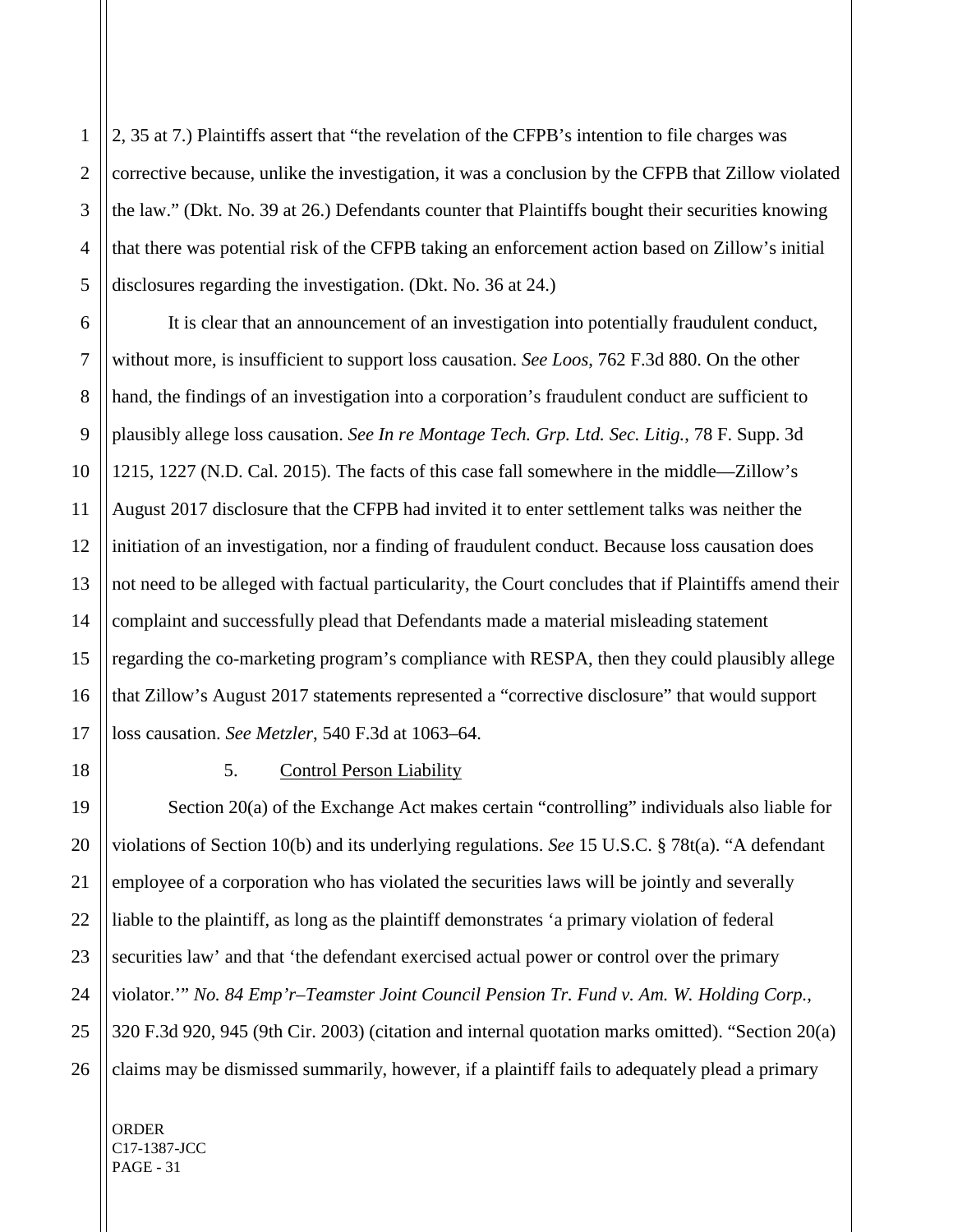2, 35 at 7.) Plaintiffs assert that "the revelation of the CFPB's intention to file charges was corrective because, unlike the investigation, it was a conclusion by the CFPB that Zillow violated the law." (Dkt. No. 39 at 26.) Defendants counter that Plaintiffs bought their securities knowing that there was potential risk of the CFPB taking an enforcement action based on Zillow's initial disclosures regarding the investigation. (Dkt. No. 36 at 24.)

It is clear that an announcement of an investigation into potentially fraudulent conduct, without more, is insufficient to support loss causation. *See Loos*, 762 F.3d 880. On the other hand, the findings of an investigation into a corporation's fraudulent conduct are sufficient to plausibly allege loss causation. *See In re Montage Tech. Grp. Ltd. Sec. Litig.*, 78 F. Supp. 3d 1215, 1227 (N.D. Cal. 2015). The facts of this case fall somewhere in the middle—Zillow's August 2017 disclosure that the CFPB had invited it to enter settlement talks was neither the initiation of an investigation, nor a finding of fraudulent conduct. Because loss causation does not need to be alleged with factual particularity, the Court concludes that if Plaintiffs amend their complaint and successfully plead that Defendants made a material misleading statement regarding the co-marketing program's compliance with RESPA, then they could plausibly allege that Zillow's August 2017 statements represented a "corrective disclosure" that would support loss causation. *See Metzler*, 540 F.3d at 1063–64.

5. Control Person Liability

Section 20(a) of the Exchange Act makes certain "controlling" individuals also liable for violations of Section 10(b) and its underlying regulations. *See* 15 U.S.C. § 78t(a). "A defendant employee of a corporation who has violated the securities laws will be jointly and severally liable to the plaintiff, as long as the plaintiff demonstrates 'a primary violation of federal securities law' and that 'the defendant exercised actual power or control over the primary violator.'" *No. 84 Emp'r–Teamster Joint Council Pension Tr. Fund v. Am. W. Holding Corp.*, 320 F.3d 920, 945 (9th Cir. 2003) (citation and internal quotation marks omitted). "Section 20(a) claims may be dismissed summarily, however, if a plaintiff fails to adequately plead a primary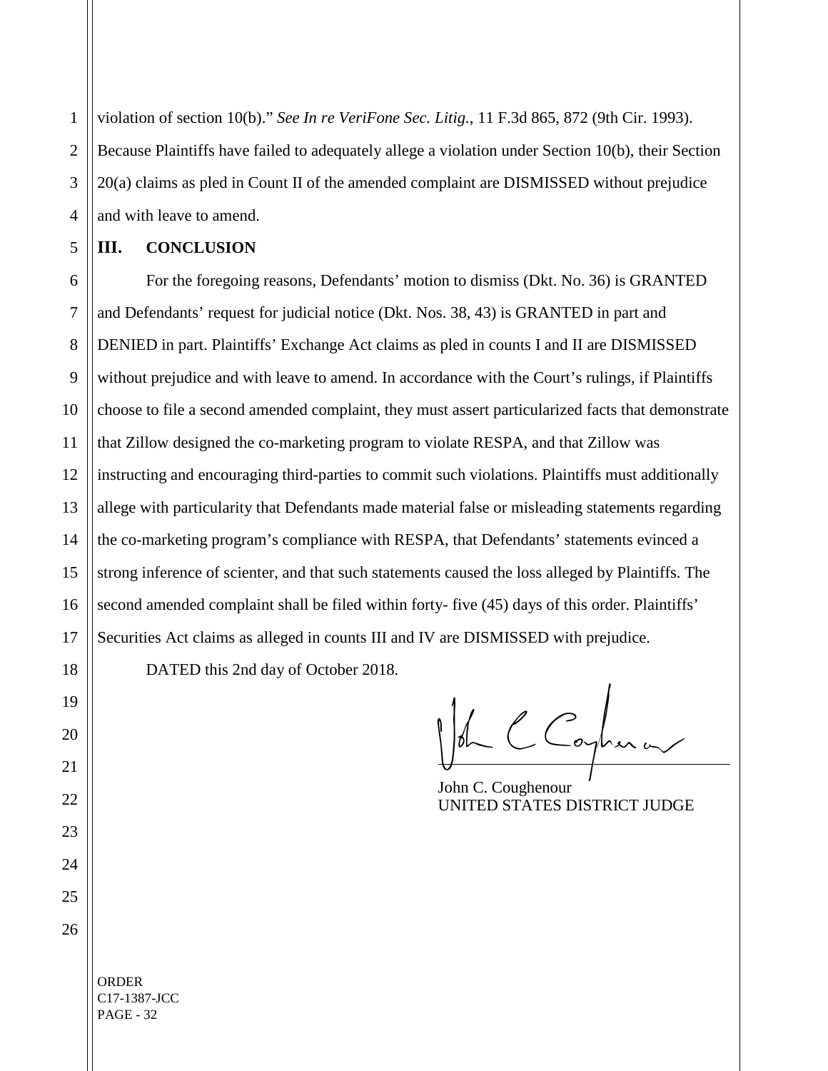violation of section 10(b)." *See In re VeriFone Sec. Litig.*, 11 F.3d 865, 872 (9th Cir. 1993). Because Plaintiffs have failed to adequately allege a violation under Section 10(b), their Section 20(a) claims as pled in Count II of the amended complaint are DISMISSED without prejudice and with leave to amend.

## III. CONCLUSION

For the foregoing reasons, Defendants' motion to dismiss (Dkt. No. 36) is GRANTED and Defendants' request for judicial notice (Dkt. Nos. 38, 43) is GRANTED in part and DENIED in part. Plaintiffs' Exchange Act claims as pled in counts I and II are DISMISSED without prejudice and with leave to amend. In accordance with the Court's rulings, if Plaintiffs choose to file a second amended complaint, they must assert particularized facts that demonstrate that Zillow designed the co-marketing program to violate RESPA, and that Zillow was instructing and encouraging third-parties to commit such violations. Plaintiffs must additionally allege with particularity that Defendants made material false or misleading statements regarding the co-marketing program's compliance with RESPA, that Defendants' statements evinced a strong inference of scienter, and that such statements caused the loss alleged by Plaintiffs. The second amended complaint shall be filed within forty- five (45) days of this order. Plaintiffs' Securities Act claims as alleged in counts III and IV are DISMISSED with prejudice.

DATED this 2nd day of October 2018.

John C. Coughenour
UNITED STATES DISTRICT JUDGE

ORDER
C17-1387-JCC